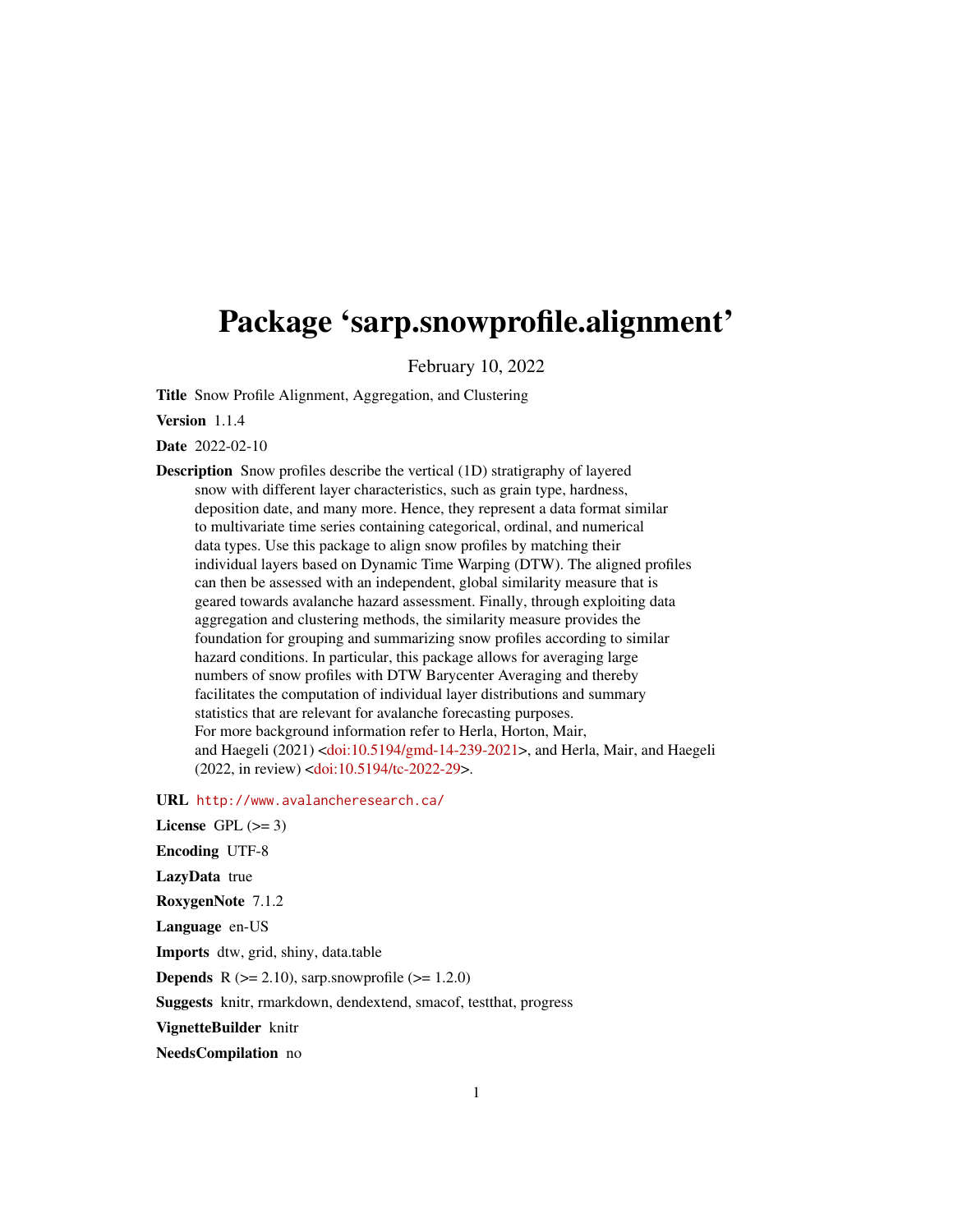# Package 'sarp.snowprofile.alignment'

February 10, 2022

**Title** Snow Profile Alignment, Aggregation, and Clustering

**Version** 1.1.4

**Date** 2022-02-10

**Description** Snow profiles describe the vertical (1D) stratigraphy of layered snow with different layer characteristics, such as grain type, hardness, deposition date, and many more. Hence, they represent a data format similar to multivariate time series containing categorical, ordinal, and numerical data types. Use this package to align snow profiles by matching their individual layers based on Dynamic Time Warping (DTW). The aligned profiles can then be assessed with an independent, global similarity measure that is geared towards avalanche hazard assessment. Finally, through exploiting data aggregation and clustering methods, the similarity measure provides the foundation for grouping and summarizing snow profiles according to similar hazard conditions. In particular, this package allows for averaging large numbers of snow profiles with DTW Barycenter Averaging and thereby facilitates the computation of individual layer distributions and summary statistics that are relevant for avalanche forecasting purposes.
For more background information refer to Herla, Horton, Mair, and Haegeli (2021) <doi:10.5194/gmd-14-239-2021>, and Herla, Mair, and Haegeli (2022, in review) <doi:10.5194/tc-2022-29>.

**URL** http://www.avalancheresearch.ca/

**License** GPL (>= 3)

**Encoding** UTF-8

**LazyData** true

**RoxygenNote** 7.1.2

**Language** en-US

**Imports** dtw, grid, shiny, data.table

**Depends** R (>= 2.10), sarp.snowprofile (>= 1.2.0)

**Suggests** knitr, rmarkdown, dendextend, smacof, testthat, progress

**VignetteBuilder** knitr

**NeedsCompilation** no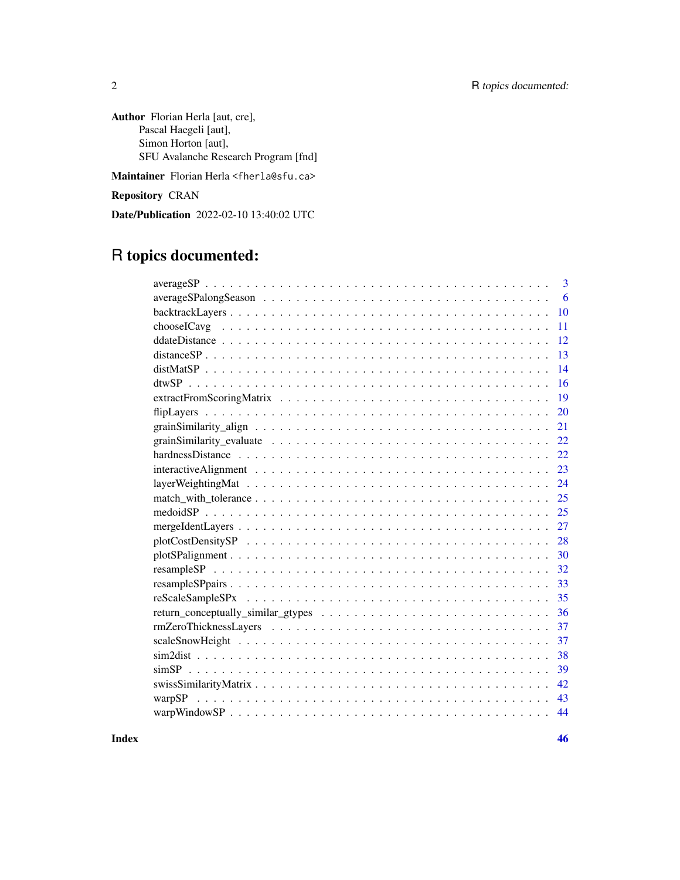**Author** Florian Herla [aut, cre],
Pascal Haegeli [aut],
Simon Horton [aut],
SFU Avalanche Research Program [fnd]

**Maintainer** Florian Herla <fherla@sfu.ca>

**Repository** CRAN

**Date/Publication** 2022-02-10 13:40:02 UTC

# R topics documented:

| | |
|---|---|
| averageSP | 3 |
| averageSPalongSeason | 6 |
| backtrackLayers | 10 |
| chooseICavg | 11 |
| ddateDistance | 12 |
| distanceSP | 13 |
| distMatSP | 14 |
| dtwSP | 16 |
| extractFromScoringMatrix | 19 |
| flipLayers | 20 |
| grainSimilarity_align | 21 |
| grainSimilarity_evaluate | 22 |
| hardnessDistance | 22 |
| interactiveAlignment | 23 |
| layerWeightingMat | 24 |
| match_with_tolerance | 25 |
| medoidSP | 25 |
| mergeIdentLayers | 27 |
| plotCostDensitySP | 28 |
| plotSPalignment | 30 |
| resampleSP | 32 |
| resampleSPpairs | 33 |
| reScaleSampleSPx | 35 |
| return_conceptually_similar_gtypes | 36 |
| rmZeroThicknessLayers | 37 |
| scaleSnowHeight | 37 |
| sim2dist | 38 |
| simSP | 39 |
| swissSimilarityMatrix | 42 |
| warpSP | 43 |
| warpWindowSP | 44 |

**Index** **46**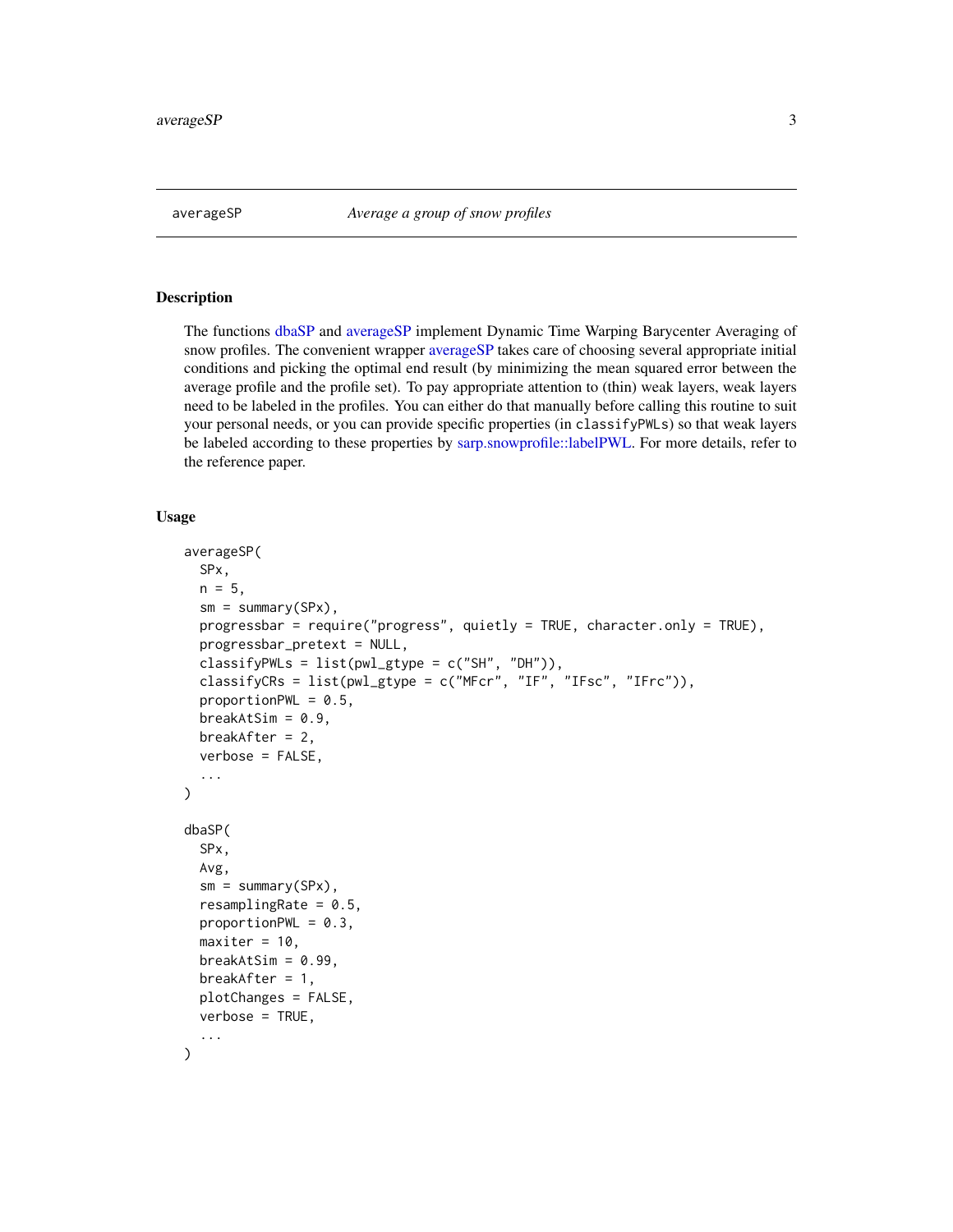averageSP *Average a group of snow profiles*

## Description

The functions dbaSP and averageSP implement Dynamic Time Warping Barycenter Averaging of snow profiles. The convenient wrapper averageSP takes care of choosing several appropriate initial conditions and picking the optimal end result (by minimizing the mean squared error between the average profile and the profile set). To pay appropriate attention to (thin) weak layers, weak layers need to be labeled in the profiles. You can either do that manually before calling this routine to suit your personal needs, or you can provide specific properties (in `classifyPWLs`) so that weak layers be labeled according to these properties by sarp.snowprofile::labelPWL. For more details, refer to the reference paper.

## Usage

```
averageSP(
  SPx,
  n = 5,
  sm = summary(SPx),
  progressbar = require("progress", quietly = TRUE, character.only = TRUE),
  progressbar_pretext = NULL,
  classifyPWLs = list(pwl_gtype = c("SH", "DH")),
  classifyCRs = list(pwl_gtype = c("MFcr", "IF", "IFsc", "IFrc")),
  proportionPWL = 0.5,
  breakAtSim = 0.9,
  breakAfter = 2,
  verbose = FALSE,
  ...
)

dbaSP(
  SPx,
  Avg,
  sm = summary(SPx),
  resamplingRate = 0.5,
  proportionPWL = 0.3,
  maxiter = 10,
  breakAtSim = 0.99,
  breakAfter = 1,
  plotChanges = FALSE,
  verbose = TRUE,
  ...
)
```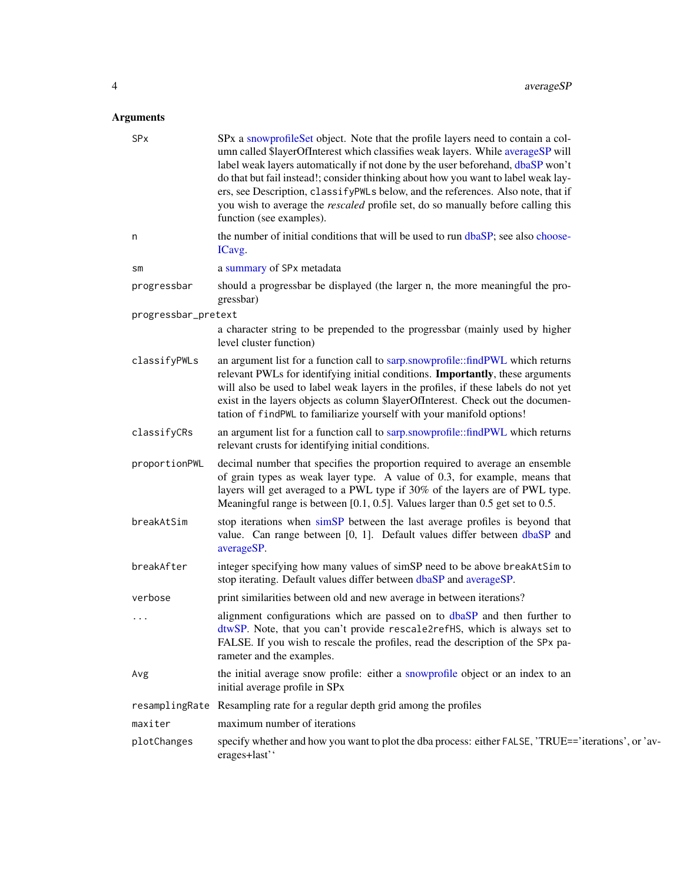## Arguments

**SPx**
: SPx a snowprofileSet object. Note that the profile layers need to contain a column called $layerOfInterest which classifies weak layers. While averageSP will label weak layers automatically if not done by the user beforehand, dbaSP won't do that but fail instead!; consider thinking about how you want to label weak layers, see Description, `classifyPWLs` below, and the references. Also note, that if you wish to average the *rescaled* profile set, do so manually before calling this function (see examples).

**n**
: the number of initial conditions that will be used to run dbaSP; see also chooseICavg.

**sm**
: a summary of `SPx` metadata

**progressbar**
: should a progressbar be displayed (the larger n, the more meaningful the progressbar)

**progressbar_pretext**
: a character string to be prepended to the progressbar (mainly used by higher level cluster function)

**classifyPWLs**
: an argument list for a function call to sarp.snowprofile::findPWL which returns relevant PWLs for identifying initial conditions. **Importantly**, these arguments will also be used to label weak layers in the profiles, if these labels do not yet exist in the layers objects as column $layerOfInterest. Check out the documentation of `findPWL` to familiarize yourself with your manifold options!

**classifyCRs**
: an argument list for a function call to sarp.snowprofile::findPWL which returns relevant crusts for identifying initial conditions.

**proportionPWL**
: decimal number that specifies the proportion required to average an ensemble of grain types as weak layer type. A value of 0.3, for example, means that layers will get averaged to a PWL type if 30% of the layers are of PWL type. Meaningful range is between [0.1, 0.5]. Values larger than 0.5 get set to 0.5.

**breakAtSim**
: stop iterations when simSP between the last average profiles is beyond that value. Can range between [0, 1]. Default values differ between dbaSP and averageSP.

**breakAfter**
: integer specifying how many values of simSP need to be above `breakAtSim` to stop iterating. Default values differ between dbaSP and averageSP.

**verbose**
: print similarities between old and new average in between iterations?

**...**
: alignment configurations which are passed on to dbaSP and then further to dtwSP. Note, that you can't provide `rescale2refHS`, which is always set to FALSE. If you wish to rescale the profiles, read the description of the `SPx` parameter and the examples.

**Avg**
: the initial average snow profile: either a snowprofile object or an index to an initial average profile in SPx

**resamplingRate**
: Resampling rate for a regular depth grid among the profiles

**maxiter**
: maximum number of iterations

**plotChanges**
: specify whether and how you want to plot the dba process: either `FALSE`, 'TRUE=='iterations', or 'averages+last'`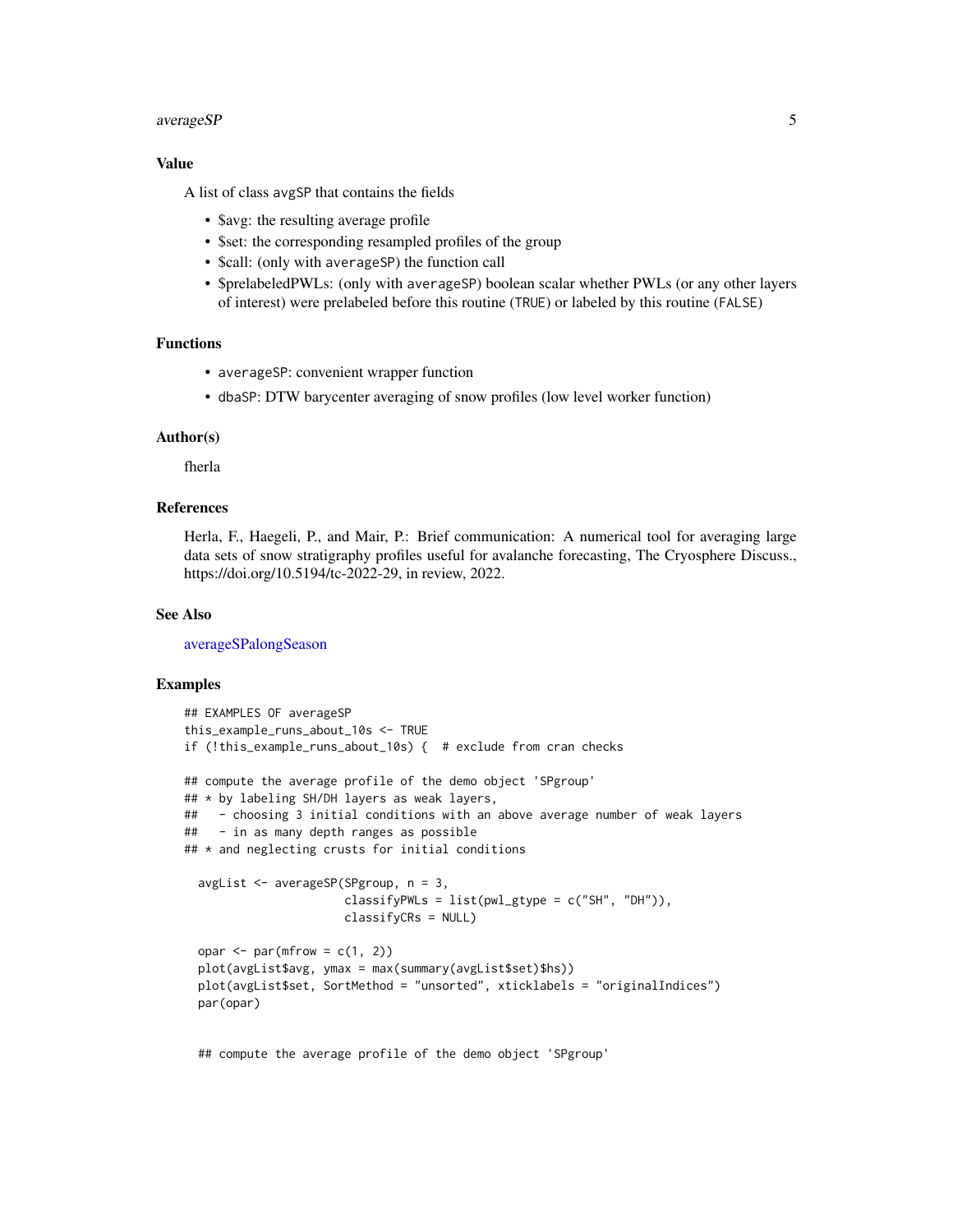## Value

A list of class `avgSP` that contains the fields

- $avg: the resulting average profile
- $set: the corresponding resampled profiles of the group
- $call: (only with `averageSP`) the function call
- $prelabeledPWLs: (only with `averageSP`) boolean scalar whether PWLs (or any other layers of interest) were prelabeled before this routine (`TRUE`) or labeled by this routine (`FALSE`)

## Functions

- `averageSP`: convenient wrapper function
- `dbaSP`: DTW barycenter averaging of snow profiles (low level worker function)

## Author(s)

fherla

## References

Herla, F., Haegeli, P., and Mair, P.: Brief communication: A numerical tool for averaging large data sets of snow stratigraphy profiles useful for avalanche forecasting, The Cryosphere Discuss., https://doi.org/10.5194/tc-2022-29, in review, 2022.

## See Also

averageSPalongSeason

## Examples

```
## EXAMPLES OF averageSP
this_example_runs_about_10s <- TRUE
if (!this_example_runs_about_10s) {  # exclude from cran checks

## compute the average profile of the demo object 'SPgroup'
## * by labeling SH/DH layers as weak layers,
##   - choosing 3 initial conditions with an above average number of weak layers
##   - in as many depth ranges as possible
## * and neglecting crusts for initial conditions

  avgList <- averageSP(SPgroup, n = 3,
                       classifyPWLs = list(pwl_gtype = c("SH", "DH")),
                       classifyCRs = NULL)

  opar <- par(mfrow = c(1, 2))
  plot(avgList$avg, ymax = max(summary(avgList$set)$hs))
  plot(avgList$set, SortMethod = "unsorted", xticklabels = "originalIndices")
  par(opar)


  ## compute the average profile of the demo object 'SPgroup'
```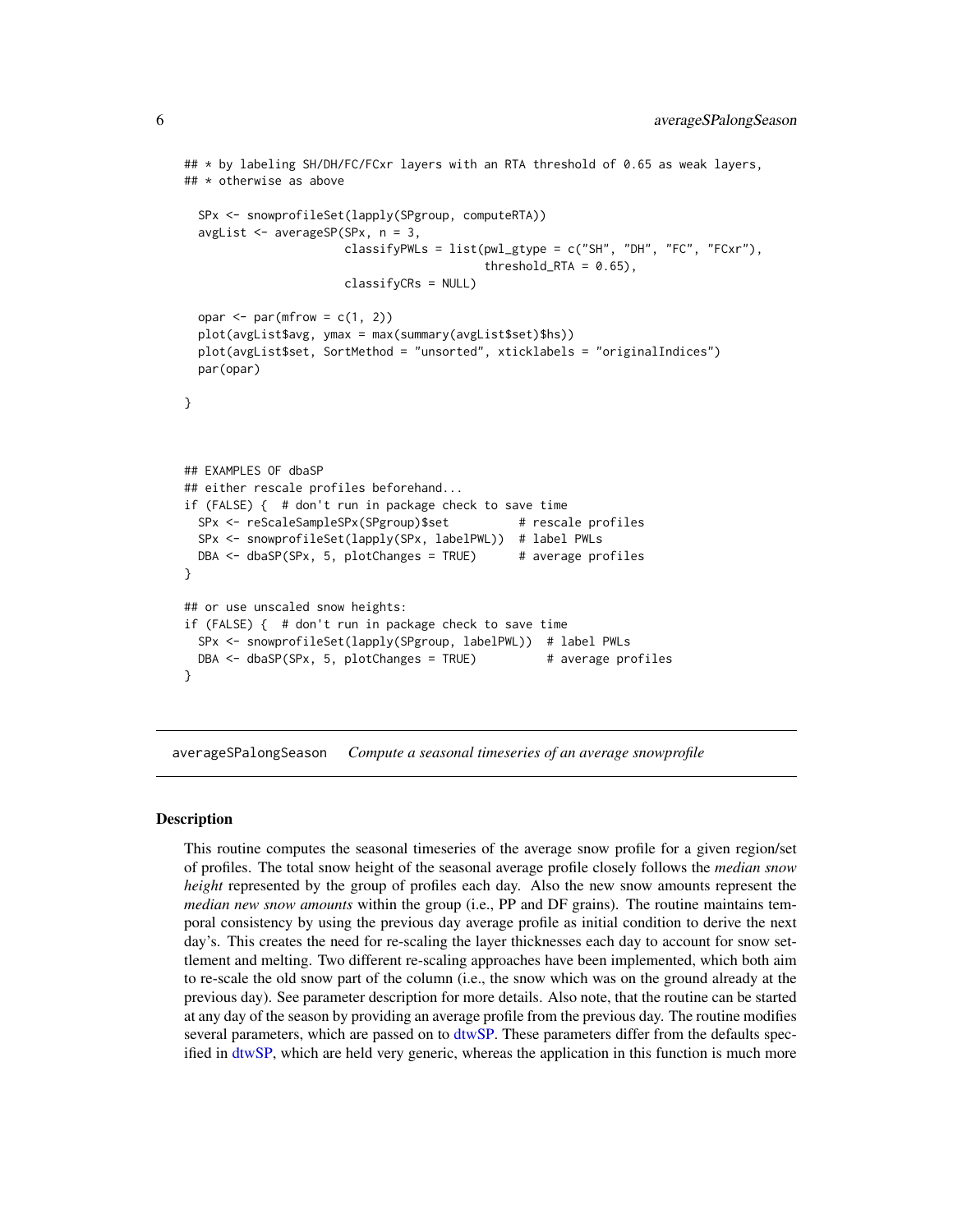```
## * by labeling SH/DH/FC/FCxr layers with an RTA threshold of 0.65 as weak layers,
## * otherwise as above

  SPx <- snowprofileSet(lapply(SPgroup, computeRTA))
  avgList <- averageSP(SPx, n = 3,
                       classifyPWLs = list(pwl_gtype = c("SH", "DH", "FC", "FCxr"),
                                           threshold_RTA = 0.65),
                       classifyCRs = NULL)

  opar <- par(mfrow = c(1, 2))
  plot(avgList$avg, ymax = max(summary(avgList$set)$hs))
  plot(avgList$set, SortMethod = "unsorted", xticklabels = "originalIndices")
  par(opar)

}



## EXAMPLES OF dbaSP
## either rescale profiles beforehand...
if (FALSE) {  # don't run in package check to save time
  SPx <- reScaleSampleSPx(SPgroup)$set          # rescale profiles
  SPx <- snowprofileSet(lapply(SPx, labelPWL))  # label PWLs
  DBA <- dbaSP(SPx, 5, plotChanges = TRUE)      # average profiles
}

## or use unscaled snow heights:
if (FALSE) {  # don't run in package check to save time
  SPx <- snowprofileSet(lapply(SPgroup, labelPWL))  # label PWLs
  DBA <- dbaSP(SPx, 5, plotChanges = TRUE)          # average profiles
}
```

---

## averageSPalongSeason *Compute a seasonal timeseries of an average snowprofile*

---

### Description

This routine computes the seasonal timeseries of the average snow profile for a given region/set of profiles. The total snow height of the seasonal average profile closely follows the *median snow height* represented by the group of profiles each day. Also the new snow amounts represent the *median new snow amounts* within the group (i.e., PP and DF grains). The routine maintains temporal consistency by using the previous day average profile as initial condition to derive the next day's. This creates the need for re-scaling the layer thicknesses each day to account for snow settlement and melting. Two different re-scaling approaches have been implemented, which both aim to re-scale the old snow part of the column (i.e., the snow which was on the ground already at the previous day). See parameter description for more details. Also note, that the routine can be started at any day of the season by providing an average profile from the previous day. The routine modifies several parameters, which are passed on to dtwSP. These parameters differ from the defaults specified in dtwSP, which are held very generic, whereas the application in this function is much more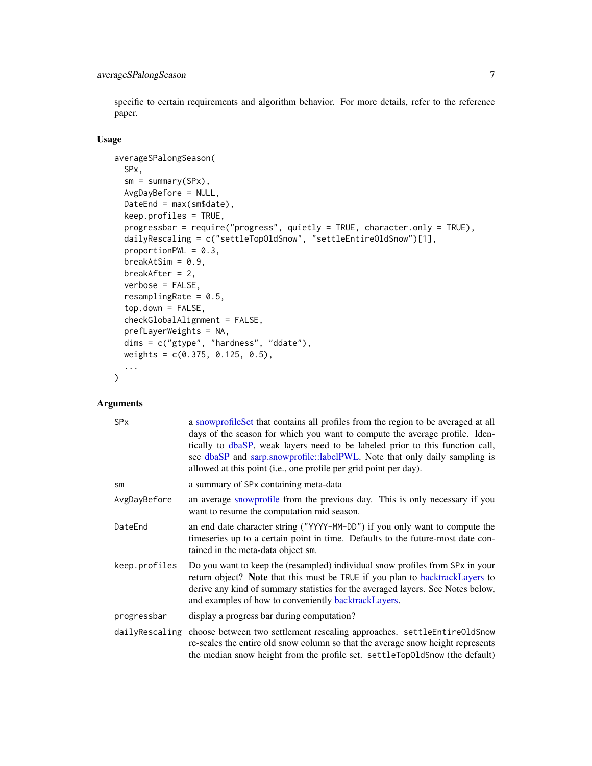specific to certain requirements and algorithm behavior. For more details, refer to the reference paper.

### Usage

```
averageSPalongSeason(
  SPx,
  sm = summary(SPx),
  AvgDayBefore = NULL,
  DateEnd = max(sm$date),
  keep.profiles = TRUE,
  progressbar = require("progress", quietly = TRUE, character.only = TRUE),
  dailyRescaling = c("settleTopOldSnow", "settleEntireOldSnow")[1],
  proportionPWL = 0.3,
  breakAtSim = 0.9,
  breakAfter = 2,
  verbose = FALSE,
  resamplingRate = 0.5,
  top.down = FALSE,
  checkGlobalAlignment = FALSE,
  prefLayerWeights = NA,
  dims = c("gtype", "hardness", "ddate"),
  weights = c(0.375, 0.125, 0.5),
  ...
)
```

### Arguments

| Argument | Description |
| --- | --- |
| `SPx` | a snowprofileSet that contains all profiles from the region to be averaged at all days of the season for which you want to compute the average profile. Identically to dbaSP, weak layers need to be labeled prior to this function call, see dbaSP and sarp.snowprofile::labelPWL. Note that only daily sampling is allowed at this point (i.e., one profile per grid point per day). |
| `sm` | a summary of `SPx` containing meta-data |
| `AvgDayBefore` | an average snowprofile from the previous day. This is only necessary if you want to resume the computation mid season. |
| `DateEnd` | an end date character string (`"YYYY-MM-DD"`) if you only want to compute the timeseries up to a certain point in time. Defaults to the future-most date contained in the meta-data object `sm`. |
| `keep.profiles` | Do you want to keep the (resampled) individual snow profiles from `SPx` in your return object? **Note** that this must be `TRUE` if you plan to backtrackLayers to derive any kind of summary statistics for the averaged layers. See Notes below, and examples of how to conveniently backtrackLayers. |
| `progressbar` | display a progress bar during computation? |
| `dailyRescaling` | choose between two settlement rescaling approaches. `settleEntireOldSnow` re-scales the entire old snow column so that the average snow height represents the median snow height from the profile set. `settleTopOldSnow` (the default) |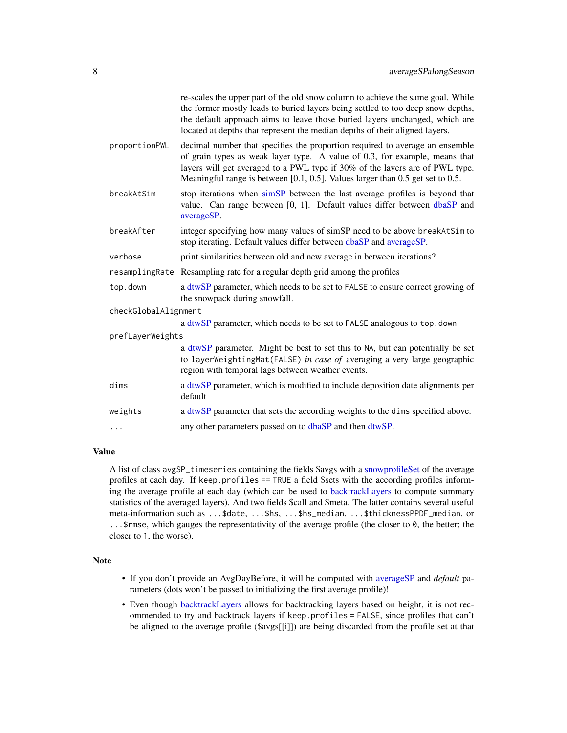re-scales the upper part of the old snow column to achieve the same goal. While the former mostly leads to buried layers being settled to too deep snow depths, the default approach aims to leave those buried layers unchanged, which are located at depths that represent the median depths of their aligned layers.

`proportionPWL`
: decimal number that specifies the proportion required to average an ensemble of grain types as weak layer type. A value of 0.3, for example, means that layers will get averaged to a PWL type if 30% of the layers are of PWL type. Meaningful range is between [0.1, 0.5]. Values larger than 0.5 get set to 0.5.

`breakAtSim`
: stop iterations when simSP between the last average profiles is beyond that value. Can range between [0, 1]. Default values differ between dbaSP and averageSP.

`breakAfter`
: integer specifying how many values of simSP need to be above `breakAtSim` to stop iterating. Default values differ between dbaSP and averageSP.

`verbose`
: print similarities between old and new average in between iterations?

`resamplingRate`
: Resampling rate for a regular depth grid among the profiles

`top.down`
: a dtwSP parameter, which needs to be set to `FALSE` to ensure correct growing of the snowpack during snowfall.

`checkGlobalAlignment`
: a dtwSP parameter, which needs to be set to `FALSE` analogous to `top.down`

`prefLayerWeights`
: a dtwSP parameter. Might be best to set this to `NA`, but can potentially be set to `layerWeightingMat(FALSE)` *in case of* averaging a very large geographic region with temporal lags between weather events.

`dims`
: a dtwSP parameter, which is modified to include deposition date alignments per default

`weights`
: a dtwSP parameter that sets the according weights to the `dims` specified above.

`...`
: any other parameters passed on to dbaSP and then dtwSP.

## Value

A list of class `avgSP_timeseries` containing the fields $avgs with a snowprofileSet of the average profiles at each day. If `keep.profiles == TRUE` a field $sets with the according profiles informing the average profile at each day (which can be used to backtrackLayers to compute summary statistics of the averaged layers). And two fields $call and $meta. The latter contains several useful meta-information such as `...$date`, `...$hs`, `...$hs_median`, `...$thicknessPPDF_median`, or `...$rmse`, which gauges the representativity of the average profile (the closer to `0`, the better; the closer to `1`, the worse).

## Note

- If you don't provide an AvgDayBefore, it will be computed with averageSP and *default* parameters (dots won't be passed to initializing the first average profile)!
- Even though backtrackLayers allows for backtracking layers based on height, it is not recommended to try and backtrack layers if `keep.profiles = FALSE`, since profiles that can't be aligned to the average profile ($avgs[[i]]) are being discarded from the profile set at that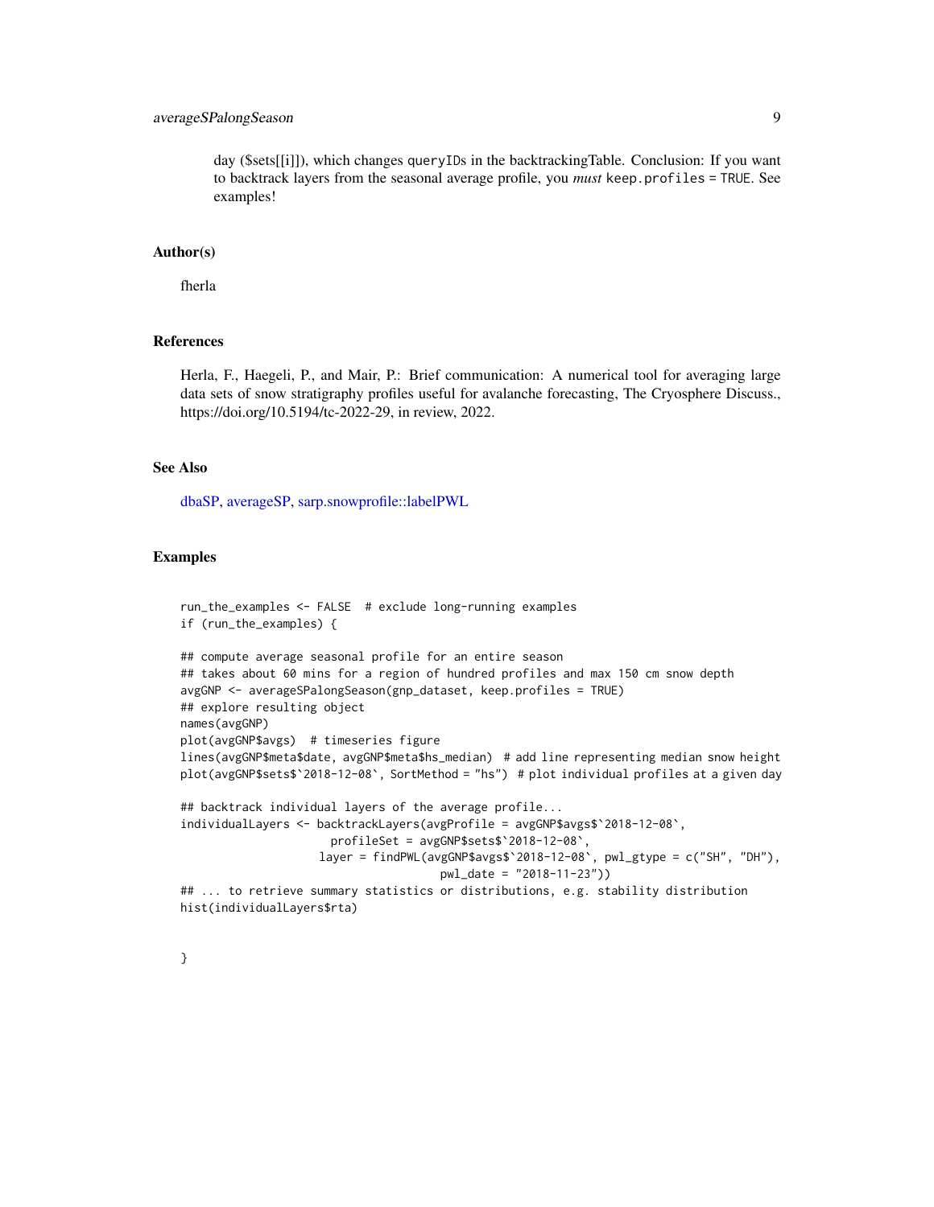day ($sets[[i]]), which changes `queryIDs` in the backtrackingTable. Conclusion: If you want to backtrack layers from the seasonal average profile, you *must* `keep.profiles = TRUE`. See examples!

## Author(s)

fherla

## References

Herla, F., Haegeli, P., and Mair, P.: Brief communication: A numerical tool for averaging large data sets of snow stratigraphy profiles useful for avalanche forecasting, The Cryosphere Discuss., https://doi.org/10.5194/tc-2022-29, in review, 2022.

## See Also

dbaSP, averageSP, sarp.snowprofile::labelPWL

## Examples

```
run_the_examples <- FALSE  # exclude long-running examples
if (run_the_examples) {

## compute average seasonal profile for an entire season
## takes about 60 mins for a region of hundred profiles and max 150 cm snow depth
avgGNP <- averageSPalongSeason(gnp_dataset, keep.profiles = TRUE)
## explore resulting object
names(avgGNP)
plot(avgGNP$avgs)  # timeseries figure
lines(avgGNP$meta$date, avgGNP$meta$hs_median)  # add line representing median snow height
plot(avgGNP$sets$`2018-12-08`, SortMethod = "hs")  # plot individual profiles at a given day

## backtrack individual layers of the average profile...
individualLayers <- backtrackLayers(avgProfile = avgGNP$avgs$`2018-12-08`,
                      profileSet = avgGNP$sets$`2018-12-08`,
                    layer = findPWL(avgGNP$avgs$`2018-12-08`, pwl_gtype = c("SH", "DH"),
                                     pwl_date = "2018-11-23"))
## ... to retrieve summary statistics or distributions, e.g. stability distribution
hist(individualLayers$rta)


}
```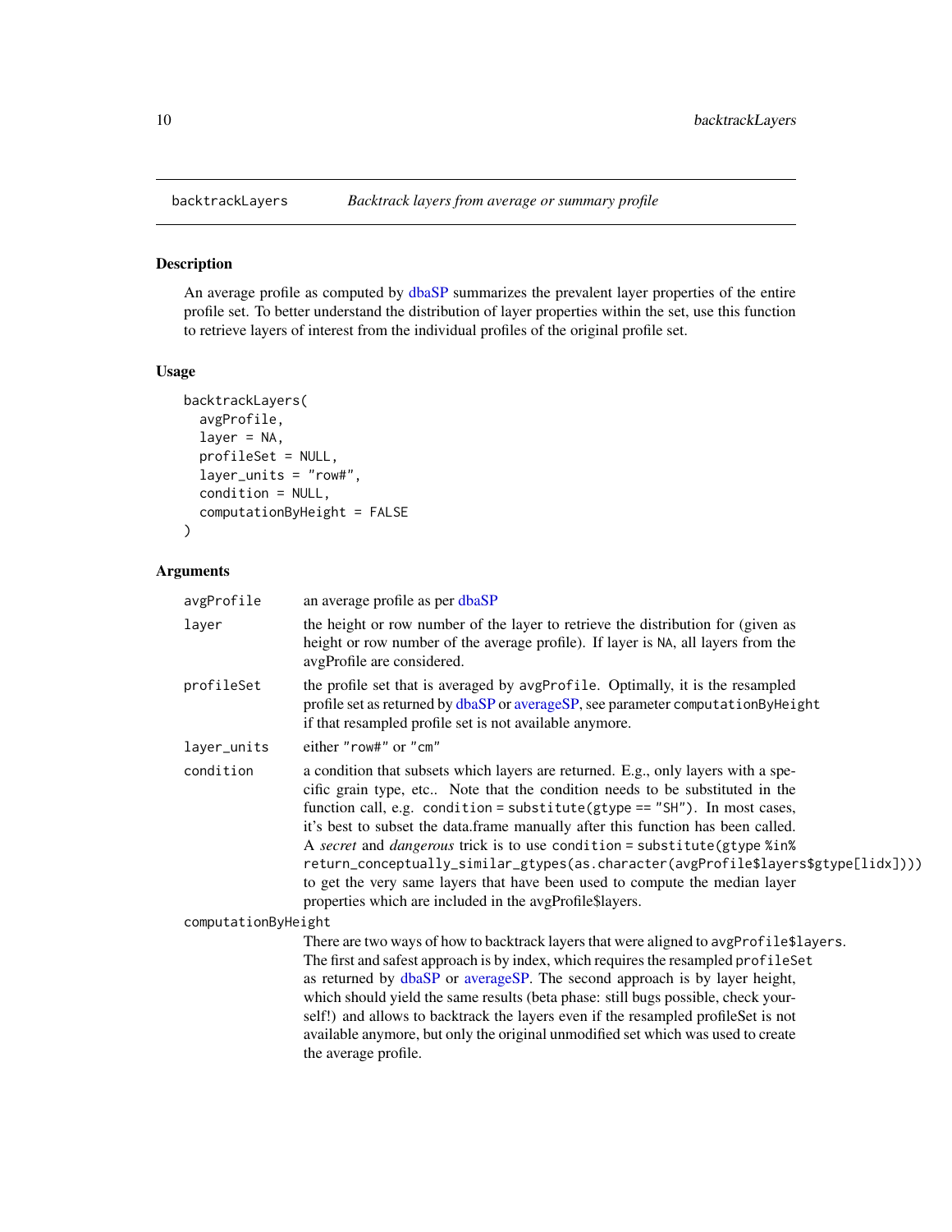## backtrackLayers — *Backtrack layers from average or summary profile*

### Description

An average profile as computed by dbaSP summarizes the prevalent layer properties of the entire profile set. To better understand the distribution of layer properties within the set, use this function to retrieve layers of interest from the individual profiles of the original profile set.

### Usage

```
backtrackLayers(
  avgProfile,
  layer = NA,
  profileSet = NULL,
  layer_units = "row#",
  condition = NULL,
  computationByHeight = FALSE
)
```

### Arguments

| Argument | Description |
| --- | --- |
| avgProfile | an average profile as per dbaSP |
| layer | the height or row number of the layer to retrieve the distribution for (given as height or row number of the average profile). If layer is NA, all layers from the avgProfile are considered. |
| profileSet | the profile set that is averaged by `avgProfile`. Optimally, it is the resampled profile set as returned by dbaSP or averageSP, see parameter `computationByHeight` if that resampled profile set is not available anymore. |
| layer_units | either `"row#"` or `"cm"` |
| condition | a condition that subsets which layers are returned. E.g., only layers with a specific grain type, etc.. Note that the condition needs to be substituted in the function call, e.g. `condition = substitute(gtype == "SH")`. In most cases, it's best to subset the data.frame manually after this function has been called. A *secret* and *dangerous* trick is to use `condition = substitute(gtype %in% return_conceptually_similar_gtypes(as.character(avgProfile$layers$gtype[lidx])))` to get the very same layers that have been used to compute the median layer properties which are included in the avgProfile$layers. |
| computationByHeight | There are two ways of how to backtrack layers that were aligned to `avgProfile$layers`. The first and safest approach is by index, which requires the resampled `profileSet` as returned by dbaSP or averageSP. The second approach is by layer height, which should yield the same results (beta phase: still bugs possible, check yourself!) and allows to backtrack the layers even if the resampled profileSet is not available anymore, but only the original unmodified set which was used to create the average profile. |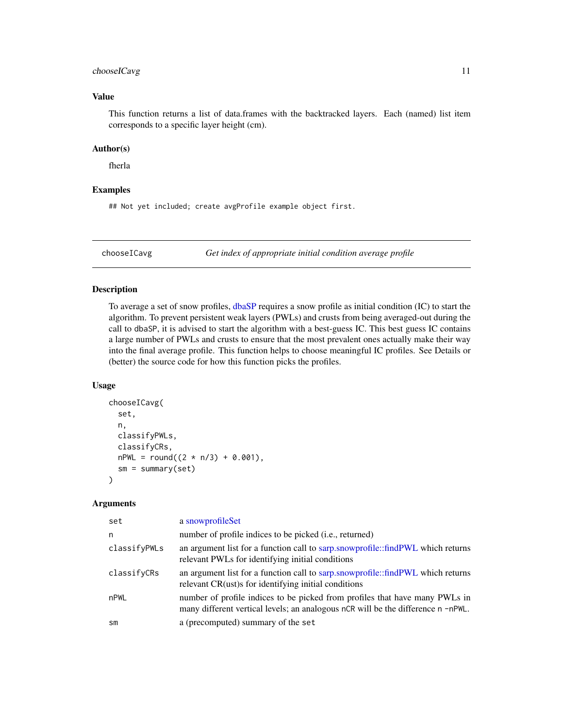### Value

This function returns a list of data.frames with the backtracked layers. Each (named) list item corresponds to a specific layer height (cm).

### Author(s)

fherla

### Examples

```
## Not yet included; create avgProfile example object first.
```

---

## chooseICavg — *Get index of appropriate initial condition average profile*

### Description

To average a set of snow profiles, dbaSP requires a snow profile as initial condition (IC) to start the algorithm. To prevent persistent weak layers (PWLs) and crusts from being averaged-out during the call to dbaSP, it is advised to start the algorithm with a best-guess IC. This best guess IC contains a large number of PWLs and crusts to ensure that the most prevalent ones actually make their way into the final average profile. This function helps to choose meaningful IC profiles. See Details or (better) the source code for how this function picks the profiles.

### Usage

```
chooseICavg(
  set,
  n,
  classifyPWLs,
  classifyCRs,
  nPWL = round((2 * n/3) + 0.001),
  sm = summary(set)
)
```

### Arguments

| Argument | Description |
|---|---|
| set | a snowprofileSet |
| n | number of profile indices to be picked (i.e., returned) |
| classifyPWLs | an argument list for a function call to sarp.snowprofile::findPWL which returns relevant PWLs for identifying initial conditions |
| classifyCRs | an argument list for a function call to sarp.snowprofile::findPWL which returns relevant CR(ust)s for identifying initial conditions |
| nPWL | number of profile indices to be picked from profiles that have many PWLs in many different vertical levels; an analogous nCR will be the difference n -nPWL. |
| sm | a (precomputed) summary of the set |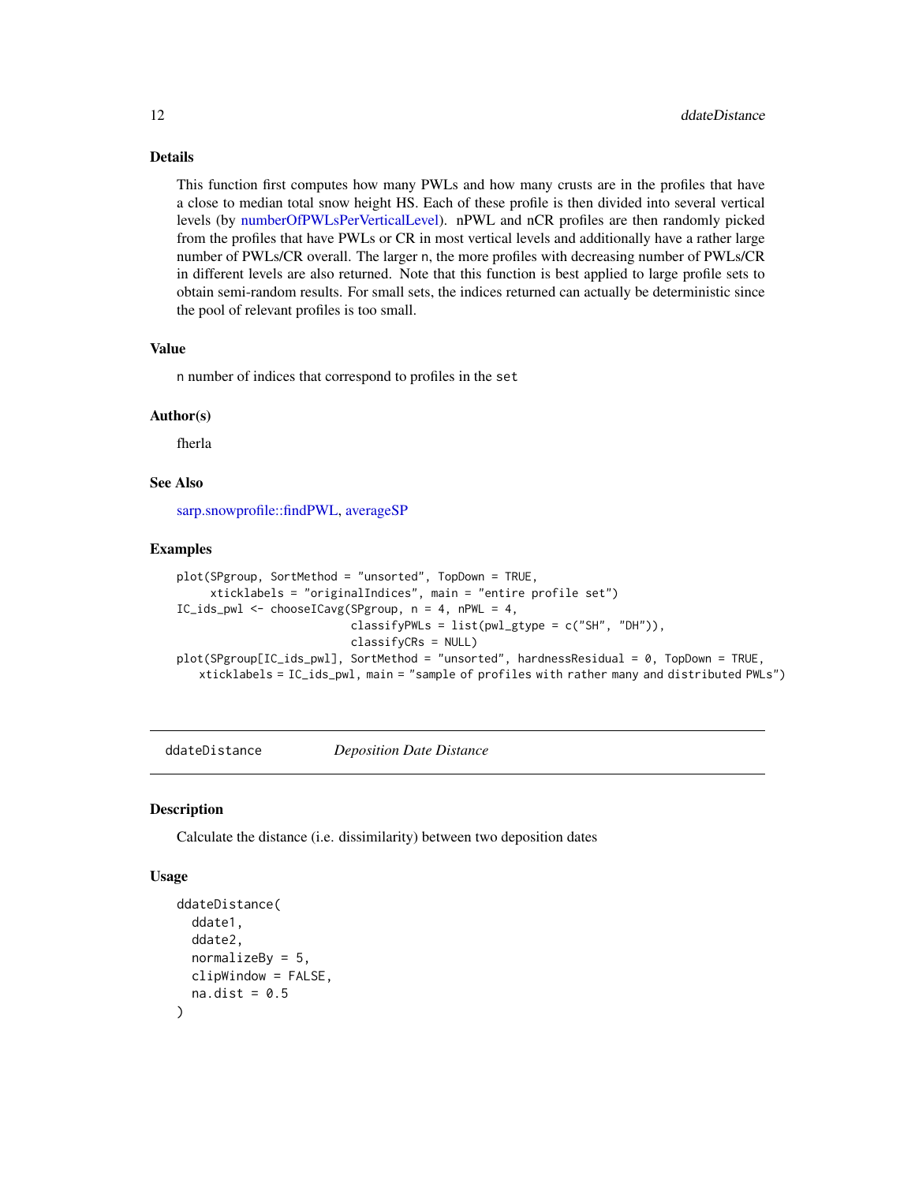## Details

This function first computes how many PWLs and how many crusts are in the profiles that have a close to median total snow height HS. Each of these profile is then divided into several vertical levels (by numberOfPWLsPerVerticalLevel). nPWL and nCR profiles are then randomly picked from the profiles that have PWLs or CR in most vertical levels and additionally have a rather large number of PWLs/CR overall. The larger `n`, the more profiles with decreasing number of PWLs/CR in different levels are also returned. Note that this function is best applied to large profile sets to obtain semi-random results. For small sets, the indices returned can actually be deterministic since the pool of relevant profiles is too small.

## Value

`n` number of indices that correspond to profiles in the `set`

## Author(s)

fherla

## See Also

sarp.snowprofile::findPWL, averageSP

## Examples

```
plot(SPgroup, SortMethod = "unsorted", TopDown = TRUE,
     xticklabels = "originalIndices", main = "entire profile set")
IC_ids_pwl <- chooseICavg(SPgroup, n = 4, nPWL = 4,
                          classifyPWLs = list(pwl_gtype = c("SH", "DH")),
                          classifyCRs = NULL)
plot(SPgroup[IC_ids_pwl], SortMethod = "unsorted", hardnessResidual = 0, TopDown = TRUE,
    xticklabels = IC_ids_pwl, main = "sample of profiles with rather many and distributed PWLs")
```

---

# ddateDistance — *Deposition Date Distance*

## Description

Calculate the distance (i.e. dissimilarity) between two deposition dates

## Usage

```
ddateDistance(
  ddate1,
  ddate2,
  normalizeBy = 5,
  clipWindow = FALSE,
  na.dist = 0.5
)
```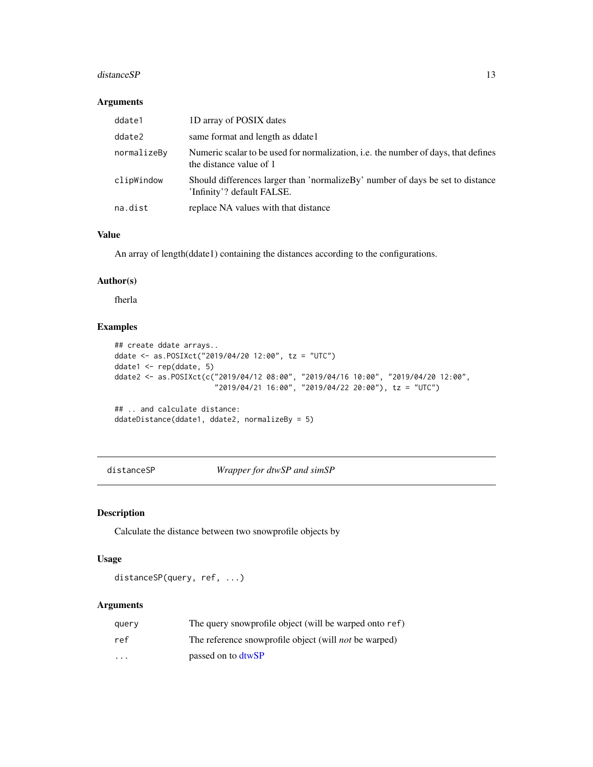### Arguments

| | |
|---|---|
| ddate1 | 1D array of POSIX dates |
| ddate2 | same format and length as ddate1 |
| normalizeBy | Numeric scalar to be used for normalization, i.e. the number of days, that defines the distance value of 1 |
| clipWindow | Should differences larger than 'normalizeBy' number of days be set to distance 'Infinity'? default FALSE. |
| na.dist | replace NA values with that distance |

### Value

An array of length(ddate1) containing the distances according to the configurations.

### Author(s)

fherla

### Examples

```
## create ddate arrays..
ddate <- as.POSIXct("2019/04/20 12:00", tz = "UTC")
ddate1 <- rep(ddate, 5)
ddate2 <- as.POSIXct(c("2019/04/12 08:00", "2019/04/16 10:00", "2019/04/20 12:00",
                       "2019/04/21 16:00", "2019/04/22 20:00"), tz = "UTC")

## .. and calculate distance:
ddateDistance(ddate1, ddate2, normalizeBy = 5)
```

---

## distanceSP    *Wrapper for dtwSP and simSP*

### Description

Calculate the distance between two snowprofile objects by

### Usage

```
distanceSP(query, ref, ...)
```

### Arguments

| | |
|---|---|
| query | The query snowprofile object (will be warped onto ref) |
| ref | The reference snowprofile object (will *not* be warped) |
| ... | passed on to dtwSP |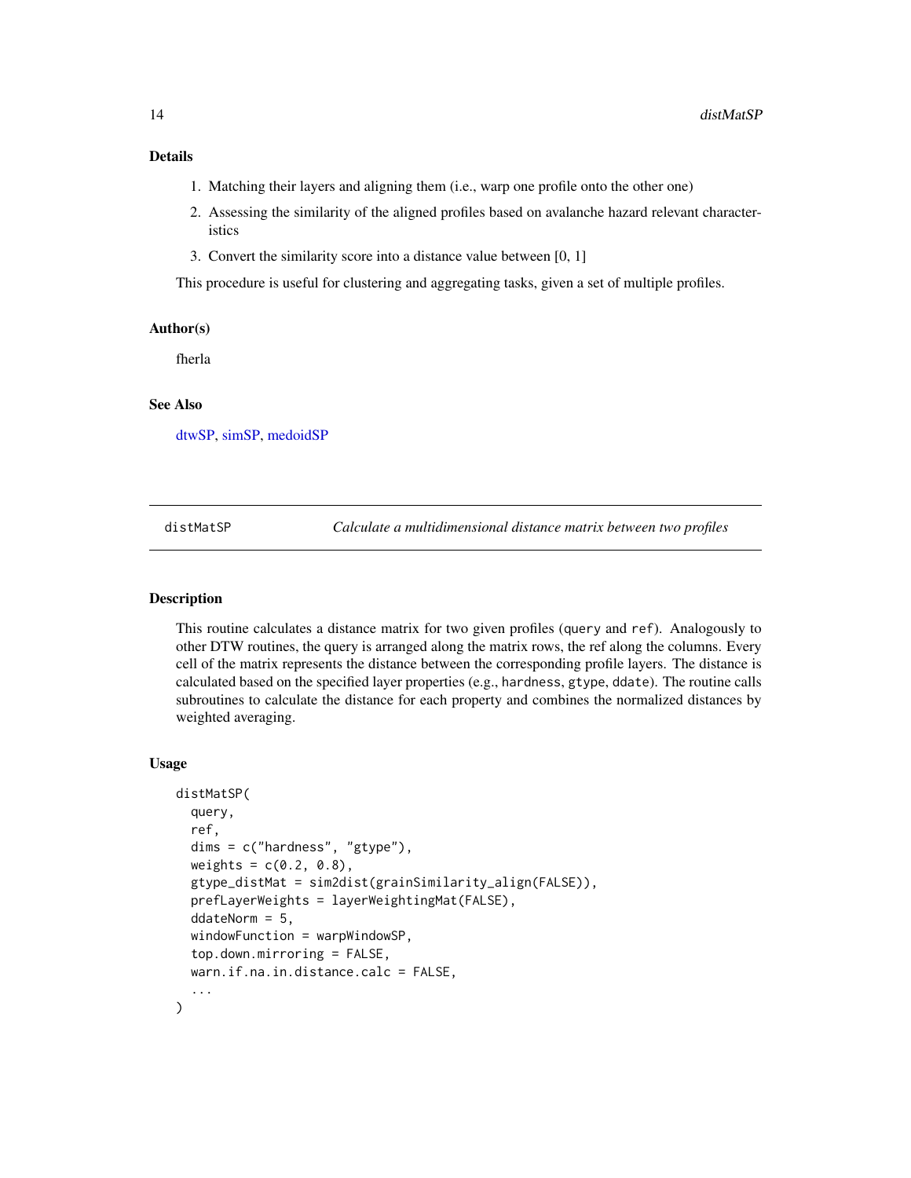### Details

1. Matching their layers and aligning them (i.e., warp one profile onto the other one)
2. Assessing the similarity of the aligned profiles based on avalanche hazard relevant characteristics
3. Convert the similarity score into a distance value between [0, 1]

This procedure is useful for clustering and aggregating tasks, given a set of multiple profiles.

### Author(s)

fherla

### See Also

dtwSP, simSP, medoidSP

---

## distMatSP — *Calculate a multidimensional distance matrix between two profiles*

---

### Description

This routine calculates a distance matrix for two given profiles (`query` and `ref`). Analogously to other DTW routines, the query is arranged along the matrix rows, the ref along the columns. Every cell of the matrix represents the distance between the corresponding profile layers. The distance is calculated based on the specified layer properties (e.g., `hardness`, `gtype`, `ddate`). The routine calls subroutines to calculate the distance for each property and combines the normalized distances by weighted averaging.

### Usage

```
distMatSP(
  query,
  ref,
  dims = c("hardness", "gtype"),
  weights = c(0.2, 0.8),
  gtype_distMat = sim2dist(grainSimilarity_align(FALSE)),
  prefLayerWeights = layerWeightingMat(FALSE),
  ddateNorm = 5,
  windowFunction = warpWindowSP,
  top.down.mirroring = FALSE,
  warn.if.na.in.distance.calc = FALSE,
  ...
)
```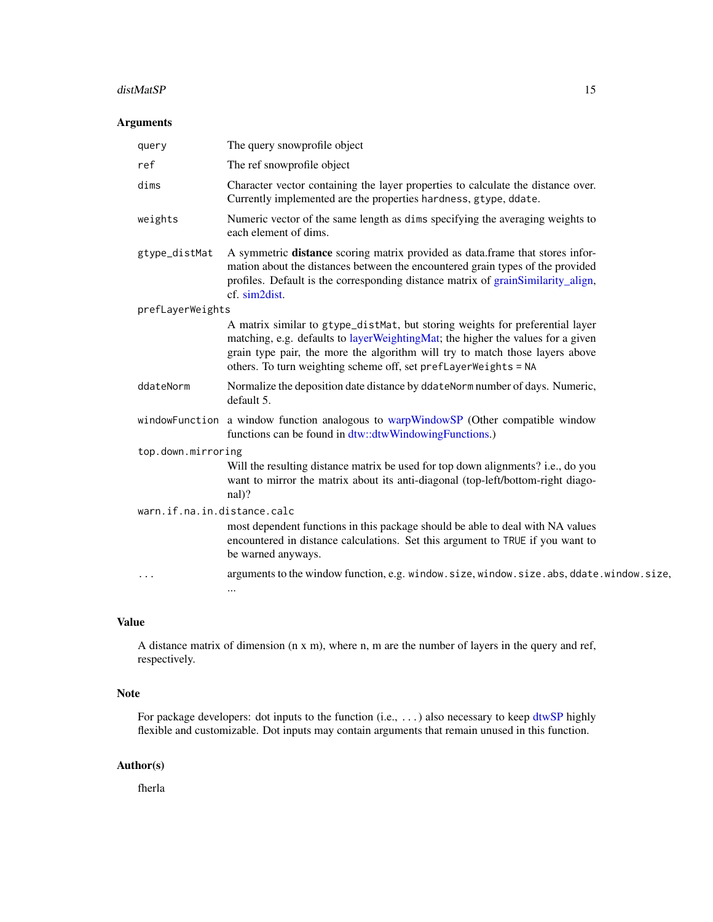## Arguments

| | |
|---|---|
| `query` | The query snowprofile object |
| `ref` | The ref snowprofile object |
| `dims` | Character vector containing the layer properties to calculate the distance over. Currently implemented are the properties `hardness`, `gtype`, `ddate`. |
| `weights` | Numeric vector of the same length as `dims` specifying the averaging weights to each element of dims. |
| `gtype_distMat` | A symmetric **distance** scoring matrix provided as data.frame that stores information about the distances between the encountered grain types of the provided profiles. Default is the corresponding distance matrix of grainSimilarity_align, cf. sim2dist. |
| `prefLayerWeights` | A matrix similar to `gtype_distMat`, but storing weights for preferential layer matching, e.g. defaults to layerWeightingMat; the higher the values for a given grain type pair, the more the algorithm will try to match those layers above others. To turn weighting scheme off, set `prefLayerWeights = NA` |
| `ddateNorm` | Normalize the deposition date distance by `ddateNorm` number of days. Numeric, default 5. |
| `windowFunction` | a window function analogous to warpWindowSP (Other compatible window functions can be found in dtw::dtwWindowingFunctions.) |
| `top.down.mirroring` | Will the resulting distance matrix be used for top down alignments? i.e., do you want to mirror the matrix about its anti-diagonal (top-left/bottom-right diagonal)? |
| `warn.if.na.in.distance.calc` | most dependent functions in this package should be able to deal with NA values encountered in distance calculations. Set this argument to `TRUE` if you want to be warned anyways. |
| `...` | arguments to the window function, e.g. `window.size`, `window.size.abs`, `ddate.window.size`, ... |

## Value

A distance matrix of dimension (n x m), where n, m are the number of layers in the query and ref, respectively.

## Note

For package developers: dot inputs to the function (i.e., `...`) also necessary to keep dtwSP highly flexible and customizable. Dot inputs may contain arguments that remain unused in this function.

## Author(s)

fherla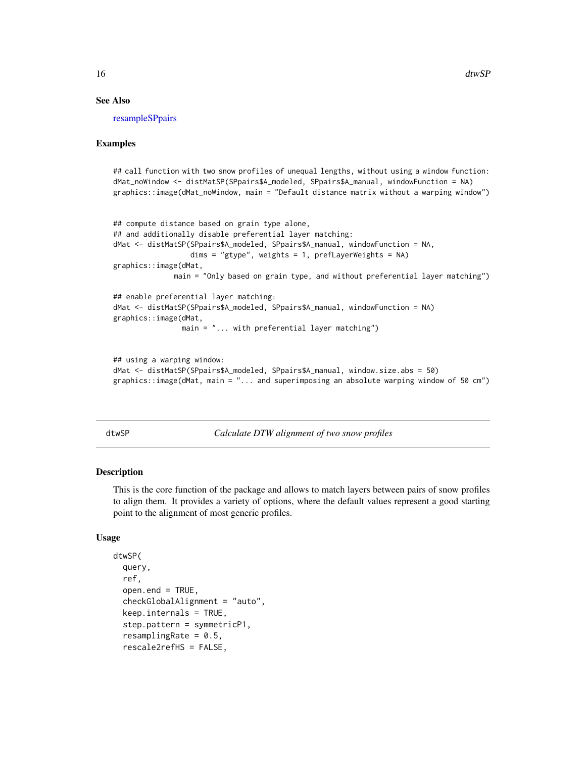### See Also

resampleSPpairs

### Examples

```
## call function with two snow profiles of unequal lengths, without using a window function:
dMat_noWindow <- distMatSP(SPpairs$A_modeled, SPpairs$A_manual, windowFunction = NA)
graphics::image(dMat_noWindow, main = "Default distance matrix without a warping window")


## compute distance based on grain type alone,
## and additionally disable preferential layer matching:
dMat <- distMatSP(SPpairs$A_modeled, SPpairs$A_manual, windowFunction = NA,
                  dims = "gtype", weights = 1, prefLayerWeights = NA)
graphics::image(dMat,
               main = "Only based on grain type, and without preferential layer matching")

## enable preferential layer matching:
dMat <- distMatSP(SPpairs$A_modeled, SPpairs$A_manual, windowFunction = NA)
graphics::image(dMat,
                main = "... with preferential layer matching")


## using a warping window:
dMat <- distMatSP(SPpairs$A_modeled, SPpairs$A_manual, window.size.abs = 50)
graphics::image(dMat, main = "... and superimposing an absolute warping window of 50 cm")
```

---

## dtwSP *Calculate DTW alignment of two snow profiles*

### Description

This is the core function of the package and allows to match layers between pairs of snow profiles to align them. It provides a variety of options, where the default values represent a good starting point to the alignment of most generic profiles.

### Usage

```
dtwSP(
  query,
  ref,
  open.end = TRUE,
  checkGlobalAlignment = "auto",
  keep.internals = TRUE,
  step.pattern = symmetricP1,
  resamplingRate = 0.5,
  rescale2refHS = FALSE,
```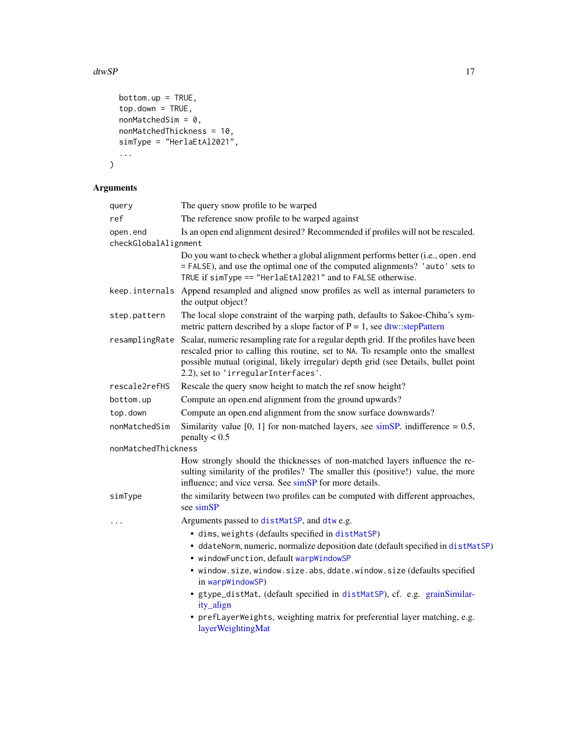```
  bottom.up = TRUE,
  top.down = TRUE,
  nonMatchedSim = 0,
  nonMatchedThickness = 10,
  simType = "HerlaEtAl2021",
  ...
)
```

## Arguments

| Argument | Description |
|---|---|
| `query` | The query snow profile to be warped |
| `ref` | The reference snow profile to be warped against |
| `open.end` | Is an open end alignment desired? Recommended if profiles will not be rescaled. |
| `checkGlobalAlignment` | Do you want to check whether a global alignment performs better (i.e., `open.end = FALSE`), and use the optimal one of the computed alignments? `'auto'` sets to `TRUE` if `simType == "HerlaEtAl2021"` and to `FALSE` otherwise. |
| `keep.internals` | Append resampled and aligned snow profiles as well as internal parameters to the output object? |
| `step.pattern` | The local slope constraint of the warping path, defaults to Sakoe-Chiba's symmetric pattern described by a slope factor of P = 1, see dtw::stepPattern |
| `resamplingRate` | Scalar, numeric resampling rate for a regular depth grid. If the profiles have been rescaled prior to calling this routine, set to `NA`. To resample onto the smallest possible mutual (original, likely irregular) depth grid (see Details, bullet point 2.2), set to `'irregularInterfaces'`. |
| `rescale2refHS` | Rescale the query snow height to match the ref snow height? |
| `bottom.up` | Compute an open.end alignment from the ground upwards? |
| `top.down` | Compute an open.end alignment from the snow surface downwards? |
| `nonMatchedSim` | Similarity value [0, 1] for non-matched layers, see simSP. indifference = 0.5, penalty < 0.5 |
| `nonMatchedThickness` | How strongly should the thicknesses of non-matched layers influence the resulting similarity of the profiles? The smaller this (positive!) value, the more influence; and vice versa. See simSP for more details. |
| `simType` | the similarity between two profiles can be computed with different approaches, see simSP |
| `...` | Arguments passed to `distMatSP`, and `dtw` e.g. |

- `dims`, `weights` (defaults specified in `distMatSP`)
- `ddateNorm`, numeric, normalize deposition date (default specified in `distMatSP`)
- `windowFunction`, default `warpWindowSP`
- `window.size`, `window.size.abs`, `ddate.window.size` (defaults specified in `warpWindowSP`)
- `gtype_distMat`, (default specified in `distMatSP`), cf. e.g. grainSimilarity_align
- `prefLayerWeights`, weighting matrix for preferential layer matching, e.g. layerWeightingMat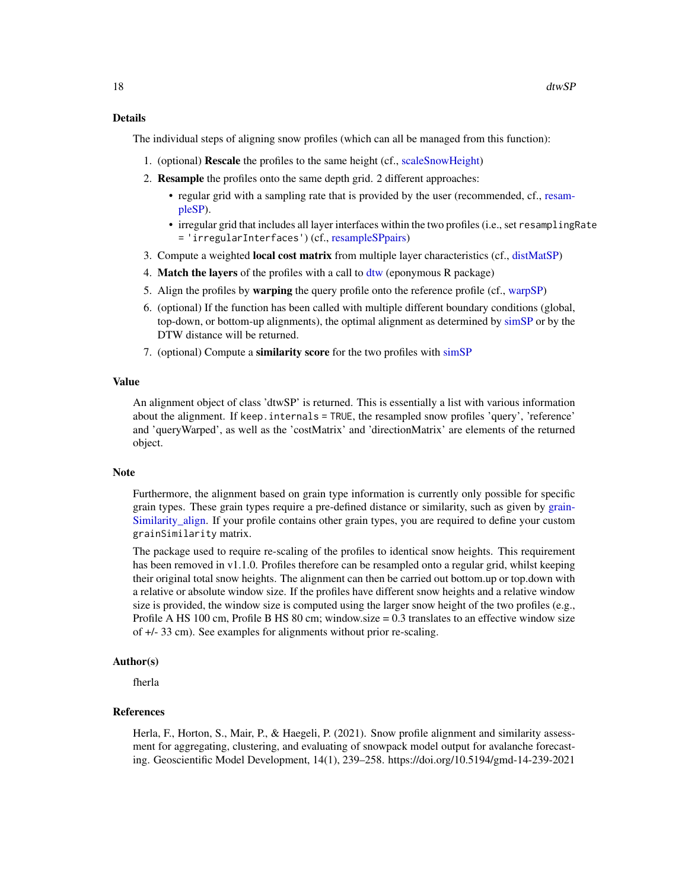## Details

The individual steps of aligning snow profiles (which can all be managed from this function):

1. (optional) **Rescale** the profiles to the same height (cf., scaleSnowHeight)
2. **Resample** the profiles onto the same depth grid. 2 different approaches:
   - regular grid with a sampling rate that is provided by the user (recommended, cf., resampleSP).
   - irregular grid that includes all layer interfaces within the two profiles (i.e., set `resamplingRate = 'irregularInterfaces'`) (cf., resampleSPpairs)
3. Compute a weighted **local cost matrix** from multiple layer characteristics (cf., distMatSP)
4. **Match the layers** of the profiles with a call to dtw (eponymous R package)
5. Align the profiles by **warping** the query profile onto the reference profile (cf., warpSP)
6. (optional) If the function has been called with multiple different boundary conditions (global, top-down, or bottom-up alignments), the optimal alignment as determined by simSP or by the DTW distance will be returned.
7. (optional) Compute a **similarity score** for the two profiles with simSP

## Value

An alignment object of class 'dtwSP' is returned. This is essentially a list with various information about the alignment. If `keep.internals = TRUE`, the resampled snow profiles 'query', 'reference' and 'queryWarped', as well as the 'costMatrix' and 'directionMatrix' are elements of the returned object.

## Note

Furthermore, the alignment based on grain type information is currently only possible for specific grain types. These grain types require a pre-defined distance or similarity, such as given by grainSimilarity_align. If your profile contains other grain types, you are required to define your custom `grainSimilarity` matrix.

The package used to require re-scaling of the profiles to identical snow heights. This requirement has been removed in v1.1.0. Profiles therefore can be resampled onto a regular grid, whilst keeping their original total snow heights. The alignment can then be carried out bottom.up or top.down with a relative or absolute window size. If the profiles have different snow heights and a relative window size is provided, the window size is computed using the larger snow height of the two profiles (e.g., Profile A HS 100 cm, Profile B HS 80 cm; window.size = 0.3 translates to an effective window size of +/- 33 cm). See examples for alignments without prior re-scaling.

## Author(s)

fherla

## References

Herla, F., Horton, S., Mair, P., & Haegeli, P. (2021). Snow profile alignment and similarity assessment for aggregating, clustering, and evaluating of snowpack model output for avalanche forecasting. Geoscientific Model Development, 14(1), 239–258. https://doi.org/10.5194/gmd-14-239-2021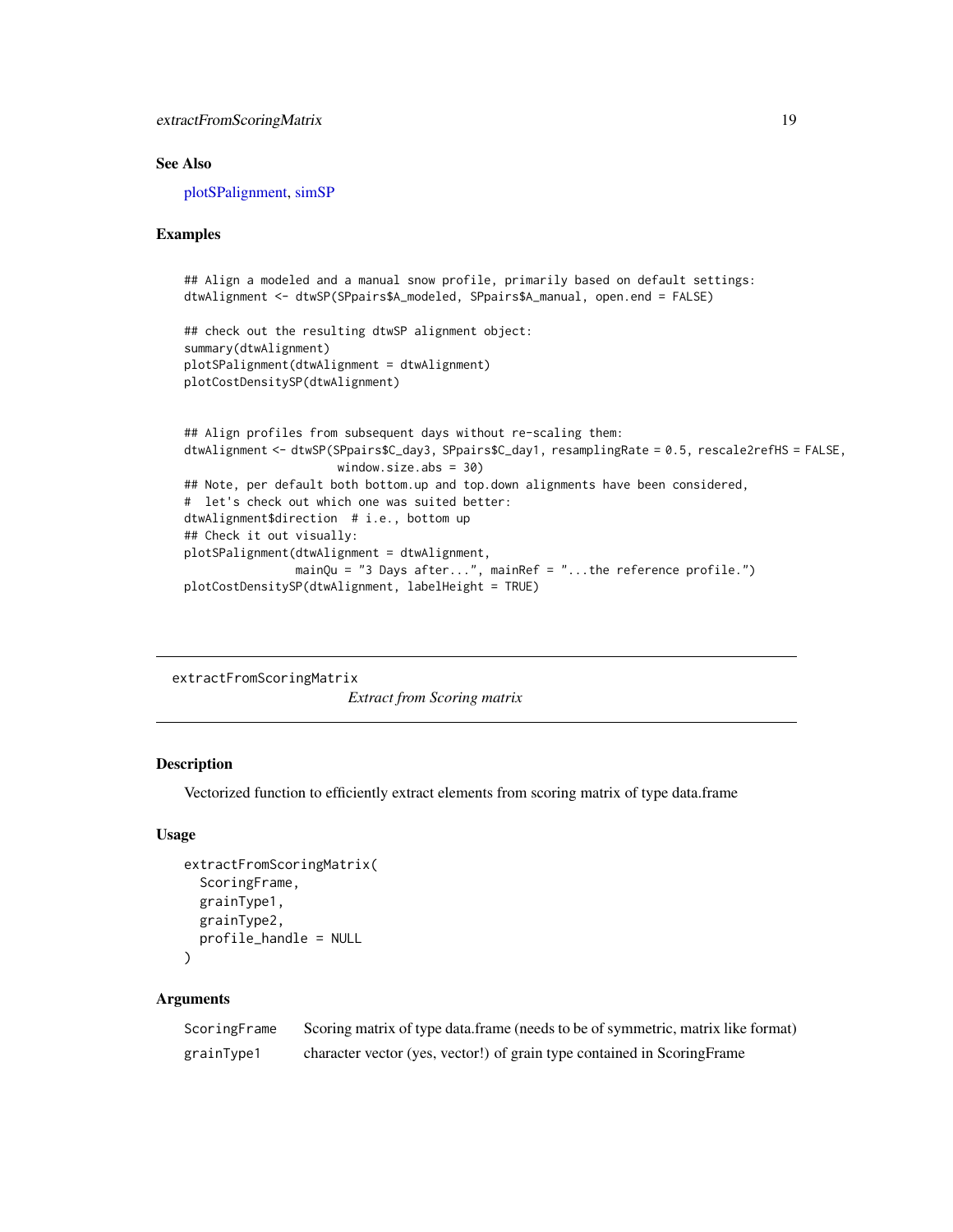## See Also

plotSPalignment, simSP

## Examples

```
## Align a modeled and a manual snow profile, primarily based on default settings:
dtwAlignment <- dtwSP(SPpairs$A_modeled, SPpairs$A_manual, open.end = FALSE)

## check out the resulting dtwSP alignment object:
summary(dtwAlignment)
plotSPalignment(dtwAlignment = dtwAlignment)
plotCostDensitySP(dtwAlignment)


## Align profiles from subsequent days without re-scaling them:
dtwAlignment <- dtwSP(SPpairs$C_day3, SPpairs$C_day1, resamplingRate = 0.5, rescale2refHS = FALSE,
                      window.size.abs = 30)
## Note, per default both bottom.up and top.down alignments have been considered,
#  let's check out which one was suited better:
dtwAlignment$direction  # i.e., bottom up
## Check it out visually:
plotSPalignment(dtwAlignment = dtwAlignment,
                mainQu = "3 Days after...", mainRef = "...the reference profile.")
plotCostDensitySP(dtwAlignment, labelHeight = TRUE)
```

---

# extractFromScoringMatrix

*Extract from Scoring matrix*

## Description

Vectorized function to efficiently extract elements from scoring matrix of type data.frame

## Usage

```
extractFromScoringMatrix(
  ScoringFrame,
  grainType1,
  grainType2,
  profile_handle = NULL
)
```

## Arguments

| | |
|---|---|
| ScoringFrame | Scoring matrix of type data.frame (needs to be of symmetric, matrix like format) |
| grainType1 | character vector (yes, vector!) of grain type contained in ScoringFrame |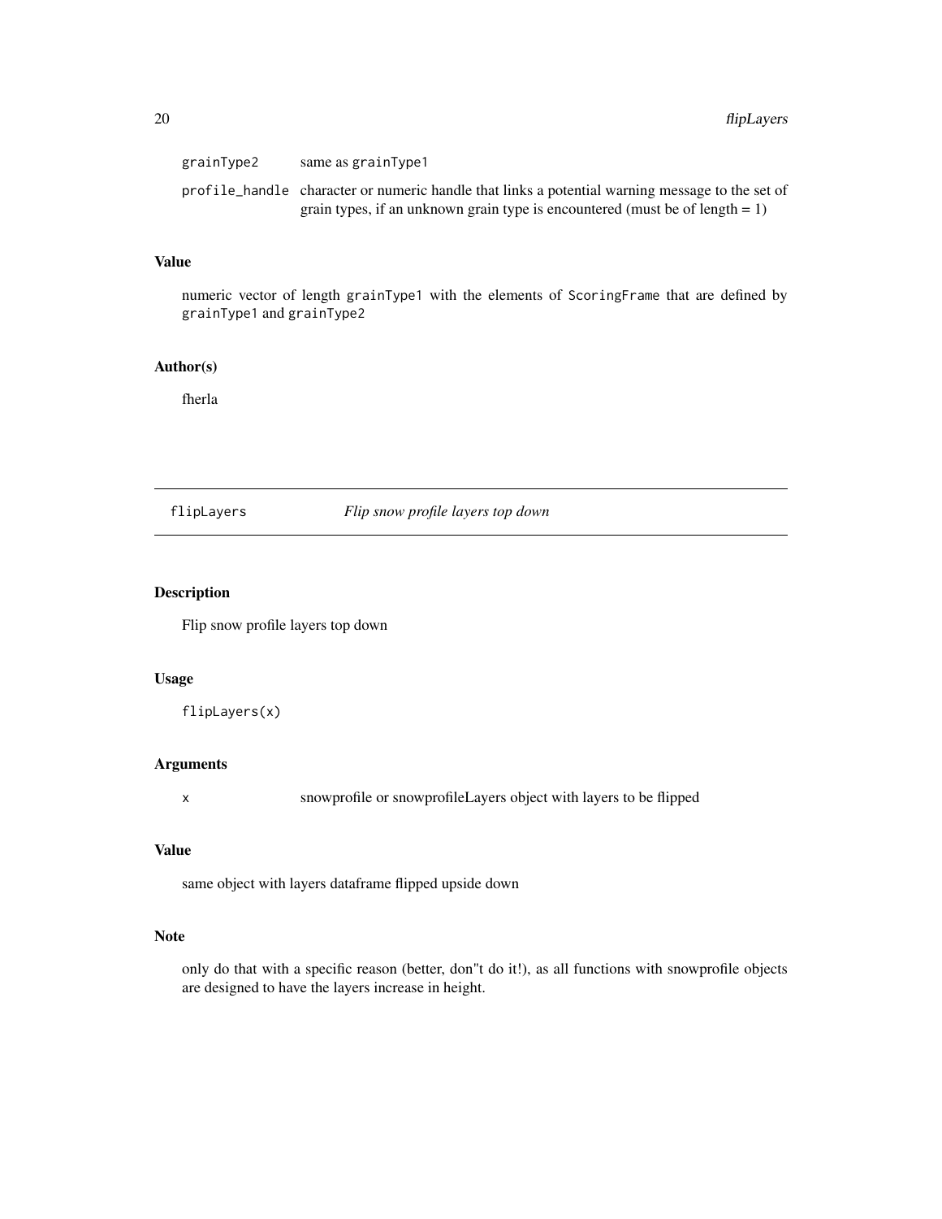| | |
|---|---|
| grainType2 | same as grainType1 |
| profile_handle | character or numeric handle that links a potential warning message to the set of grain types, if an unknown grain type is encountered (must be of length = 1) |

## Value

numeric vector of length grainType1 with the elements of ScoringFrame that are defined by grainType1 and grainType2

## Author(s)

fherla

---

# flipLayers — *Flip snow profile layers top down*

## Description

Flip snow profile layers top down

## Usage

```
flipLayers(x)
```

## Arguments

| | |
|---|---|
| x | snowprofile or snowprofileLayers object with layers to be flipped |

## Value

same object with layers dataframe flipped upside down

## Note

only do that with a specific reason (better, don"t do it!), as all functions with snowprofile objects are designed to have the layers increase in height.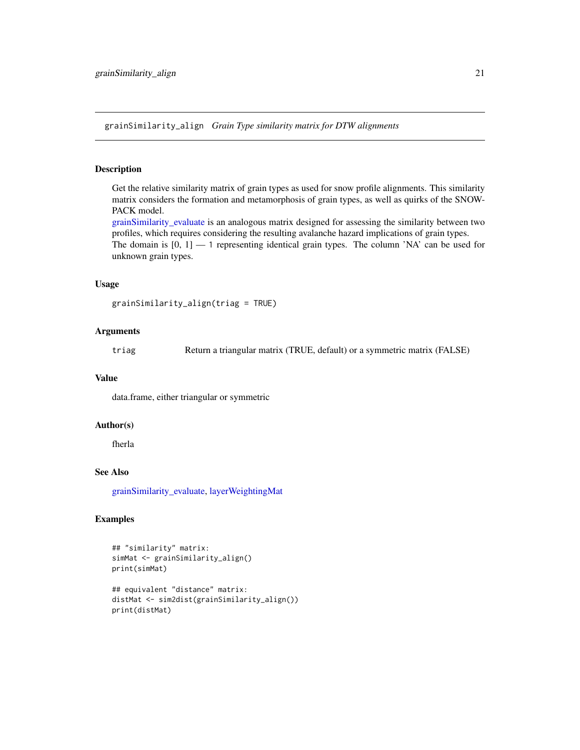## grainSimilarity_align *Grain Type similarity matrix for DTW alignments*

### Description

Get the relative similarity matrix of grain types as used for snow profile alignments. This similarity matrix considers the formation and metamorphosis of grain types, as well as quirks of the SNOWPACK model.
grainSimilarity_evaluate is an analogous matrix designed for assessing the similarity between two profiles, which requires considering the resulting avalanche hazard implications of grain types.
The domain is [0, 1] — 1 representing identical grain types. The column 'NA' can be used for unknown grain types.

### Usage

```
grainSimilarity_align(triag = TRUE)
```

### Arguments

| | |
|---|---|
| triag | Return a triangular matrix (TRUE, default) or a symmetric matrix (FALSE) |

### Value

data.frame, either triangular or symmetric

### Author(s)

fherla

### See Also

grainSimilarity_evaluate, layerWeightingMat

### Examples

```
## "similarity" matrix:
simMat <- grainSimilarity_align()
print(simMat)

## equivalent "distance" matrix:
distMat <- sim2dist(grainSimilarity_align())
print(distMat)
```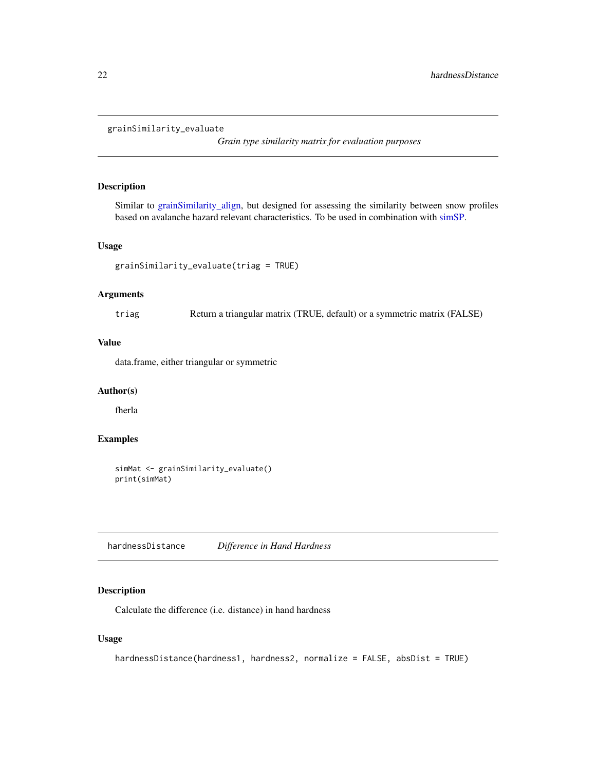## grainSimilarity_evaluate

*Grain type similarity matrix for evaluation purposes*

### Description

Similar to grainSimilarity_align, but designed for assessing the similarity between snow profiles based on avalanche hazard relevant characteristics. To be used in combination with simSP.

### Usage

```
grainSimilarity_evaluate(triag = TRUE)
```

### Arguments

| | |
|---|---|
| triag | Return a triangular matrix (TRUE, default) or a symmetric matrix (FALSE) |

### Value

data.frame, either triangular or symmetric

### Author(s)

fherla

### Examples

```
simMat <- grainSimilarity_evaluate()
print(simMat)
```

## hardnessDistance

*Difference in Hand Hardness*

### Description

Calculate the difference (i.e. distance) in hand hardness

### Usage

```
hardnessDistance(hardness1, hardness2, normalize = FALSE, absDist = TRUE)
```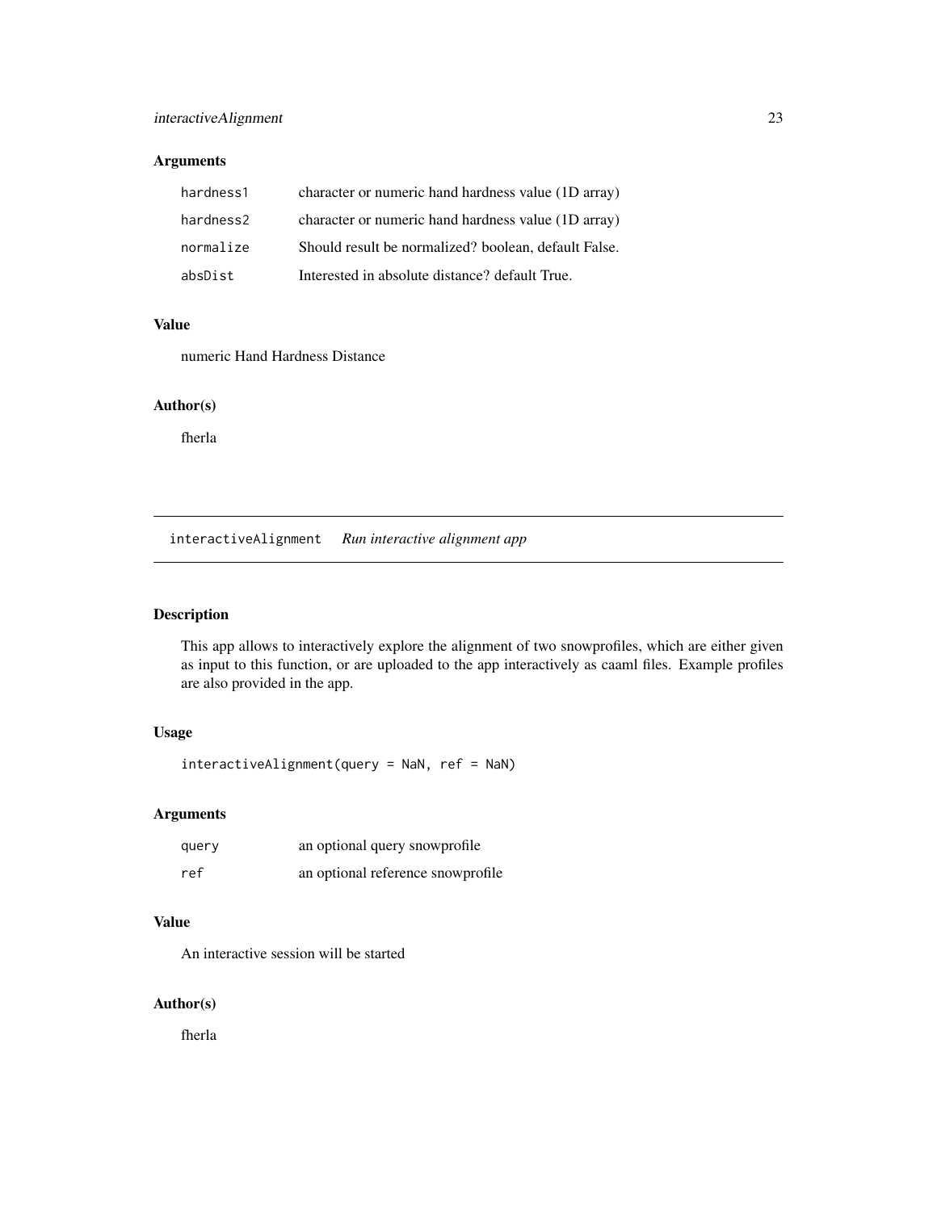### Arguments

| | |
|---|---|
| `hardness1` | character or numeric hand hardness value (1D array) |
| `hardness2` | character or numeric hand hardness value (1D array) |
| `normalize` | Should result be normalized? boolean, default False. |
| `absDist` | Interested in absolute distance? default True. |

### Value

numeric Hand Hardness Distance

### Author(s)

fherla

---

## interactiveAlignment *Run interactive alignment app*

### Description

This app allows to interactively explore the alignment of two snowprofiles, which are either given as input to this function, or are uploaded to the app interactively as caaml files. Example profiles are also provided in the app.

### Usage

```
interactiveAlignment(query = NaN, ref = NaN)
```

### Arguments

| | |
|---|---|
| `query` | an optional query snowprofile |
| `ref` | an optional reference snowprofile |

### Value

An interactive session will be started

### Author(s)

fherla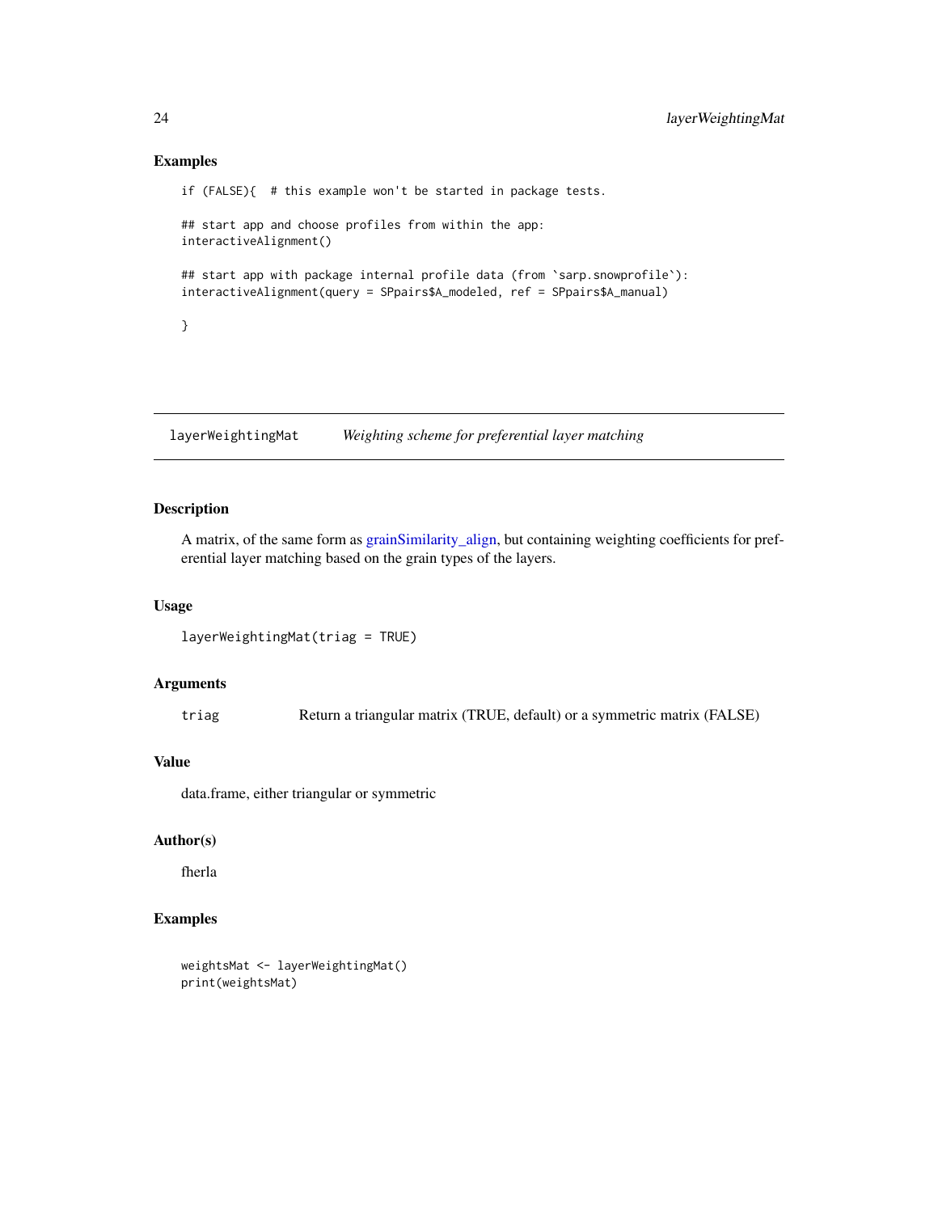## Examples

```
if (FALSE){  # this example won't be started in package tests.

## start app and choose profiles from within the app:
interactiveAlignment()

## start app with package internal profile data (from `sarp.snowprofile`):
interactiveAlignment(query = SPpairs$A_modeled, ref = SPpairs$A_manual)

}
```

---

# layerWeightingMat *Weighting scheme for preferential layer matching*

## Description

A matrix, of the same form as grainSimilarity_align, but containing weighting coefficients for preferential layer matching based on the grain types of the layers.

## Usage

```
layerWeightingMat(triag = TRUE)
```

## Arguments

| | |
|---|---|
| triag | Return a triangular matrix (TRUE, default) or a symmetric matrix (FALSE) |

## Value

data.frame, either triangular or symmetric

## Author(s)

fherla

## Examples

```
weightsMat <- layerWeightingMat()
print(weightsMat)
```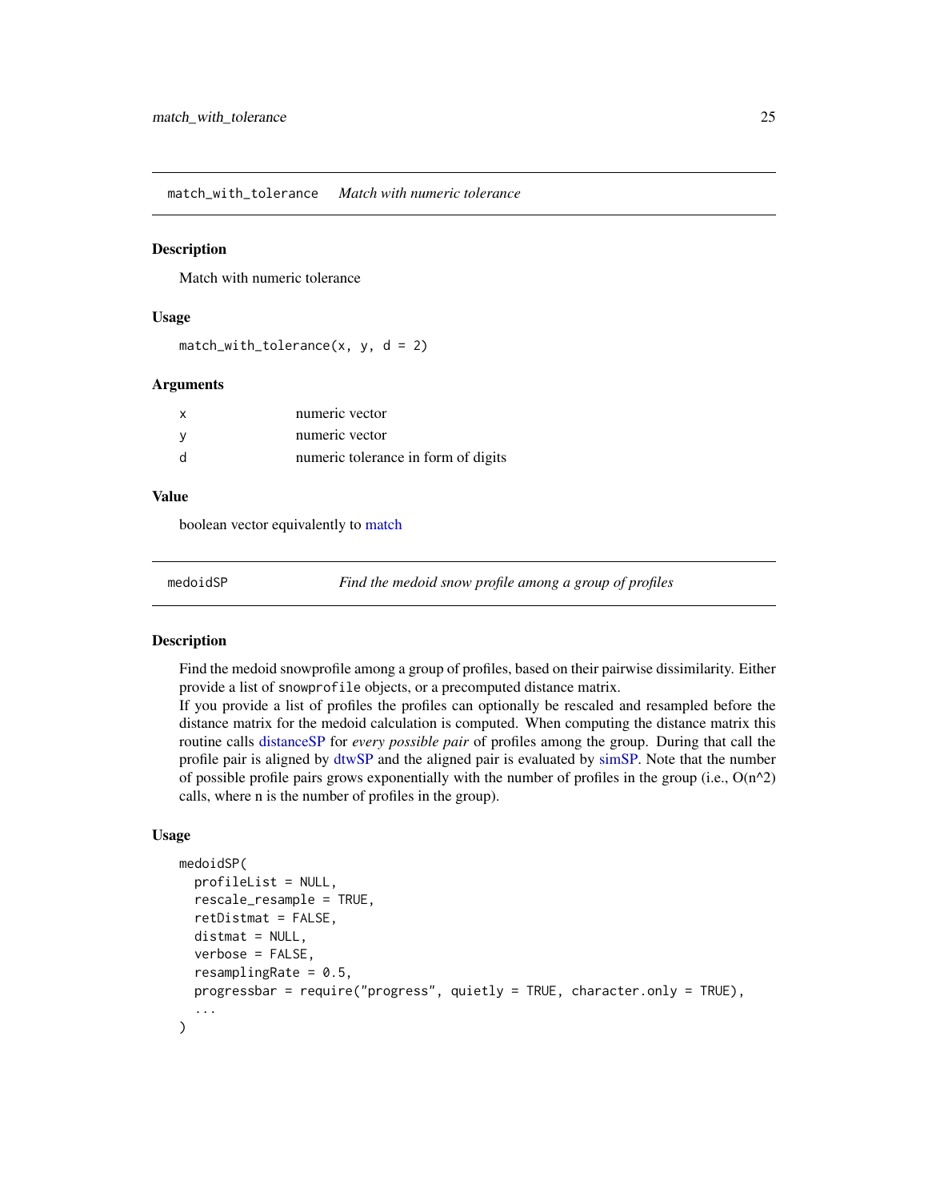## match_with_tolerance *Match with numeric tolerance*

### Description

Match with numeric tolerance

### Usage

```
match_with_tolerance(x, y, d = 2)
```

### Arguments

| | |
|---|---|
| x | numeric vector |
| y | numeric vector |
| d | numeric tolerance in form of digits |

### Value

boolean vector equivalently to match

## medoidSP *Find the medoid snow profile among a group of profiles*

### Description

Find the medoid snowprofile among a group of profiles, based on their pairwise dissimilarity. Either provide a list of snowprofile objects, or a precomputed distance matrix.

If you provide a list of profiles the profiles can optionally be rescaled and resampled before the distance matrix for the medoid calculation is computed. When computing the distance matrix this routine calls distanceSP for *every possible pair* of profiles among the group. During that call the profile pair is aligned by dtwSP and the aligned pair is evaluated by simSP. Note that the number of possible profile pairs grows exponentially with the number of profiles in the group (i.e., O(n^2) calls, where n is the number of profiles in the group).

### Usage

```
medoidSP(
  profileList = NULL,
  rescale_resample = TRUE,
  retDistmat = FALSE,
  distmat = NULL,
  verbose = FALSE,
  resamplingRate = 0.5,
  progressbar = require("progress", quietly = TRUE, character.only = TRUE),
  ...
)
```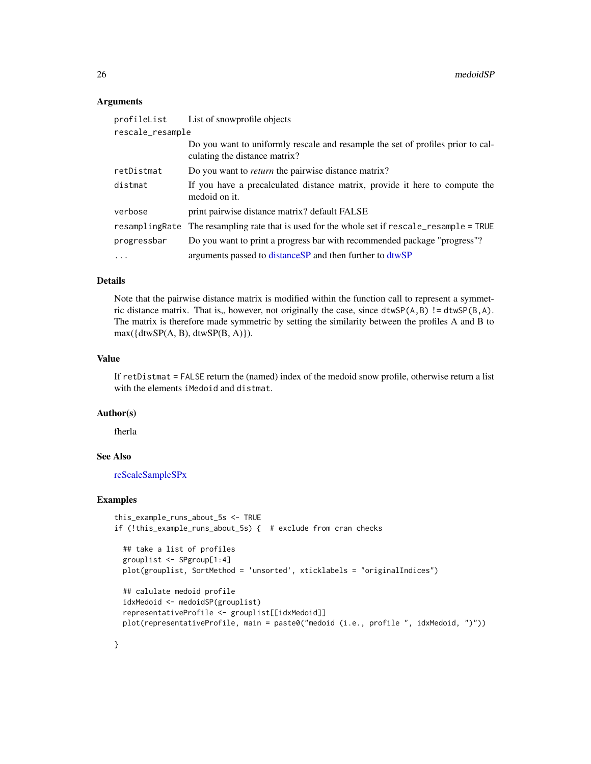## Arguments

| | |
|---|---|
| `profileList` | List of snowprofile objects |
| `rescale_resample` | Do you want to uniformly rescale and resample the set of profiles prior to calculating the distance matrix? |
| `retDistmat` | Do you want to *return* the pairwise distance matrix? |
| `distmat` | If you have a precalculated distance matrix, provide it here to compute the medoid on it. |
| `verbose` | print pairwise distance matrix? default FALSE |
| `resamplingRate` | The resampling rate that is used for the whole set if `rescale_resample = TRUE` |
| `progressbar` | Do you want to print a progress bar with recommended package "progress"? |
| `...` | arguments passed to distanceSP and then further to dtwSP |

## Details

Note that the pairwise distance matrix is modified within the function call to represent a symmetric distance matrix. That is,, however, not originally the case, since `dtwSP(A,B) != dtwSP(B,A)`. The matrix is therefore made symmetric by setting the similarity between the profiles A and B to max({dtwSP(A, B), dtwSP(B, A)}).

## Value

If `retDistmat = FALSE` return the (named) index of the medoid snow profile, otherwise return a list with the elements `iMedoid` and `distmat`.

## Author(s)

fherla

## See Also

reScaleSampleSPx

## Examples

```
this_example_runs_about_5s <- TRUE
if (!this_example_runs_about_5s) {  # exclude from cran checks

  ## take a list of profiles
  grouplist <- SPgroup[1:4]
  plot(grouplist, SortMethod = 'unsorted', xticklabels = "originalIndices")

  ## calulate medoid profile
  idxMedoid <- medoidSP(grouplist)
  representativeProfile <- grouplist[[idxMedoid]]
  plot(representativeProfile, main = paste0("medoid (i.e., profile ", idxMedoid, ")"))

}
```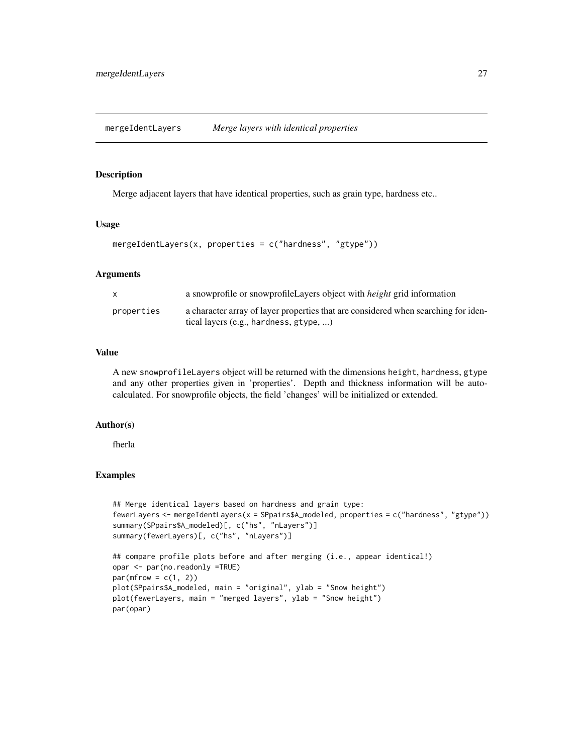## mergeIdentLayers *Merge layers with identical properties*

### Description

Merge adjacent layers that have identical properties, such as grain type, hardness etc..

### Usage

```
mergeIdentLayers(x, properties = c("hardness", "gtype"))
```

### Arguments

| | |
|---|---|
| x | a snowprofile or snowprofileLayers object with *height* grid information |
| properties | a character array of layer properties that are considered when searching for identical layers (e.g., hardness, gtype, ...) |

### Value

A new snowprofileLayers object will be returned with the dimensions height, hardness, gtype and any other properties given in 'properties'. Depth and thickness information will be auto-calculated. For snowprofile objects, the field 'changes' will be initialized or extended.

### Author(s)

fherla

### Examples

```
## Merge identical layers based on hardness and grain type:
fewerLayers <- mergeIdentLayers(x = SPpairs$A_modeled, properties = c("hardness", "gtype"))
summary(SPpairs$A_modeled)[, c("hs", "nLayers")]
summary(fewerLayers)[, c("hs", "nLayers")]

## compare profile plots before and after merging (i.e., appear identical!)
opar <- par(no.readonly =TRUE)
par(mfrow = c(1, 2))
plot(SPpairs$A_modeled, main = "original", ylab = "Snow height")
plot(fewerLayers, main = "merged layers", ylab = "Snow height")
par(opar)
```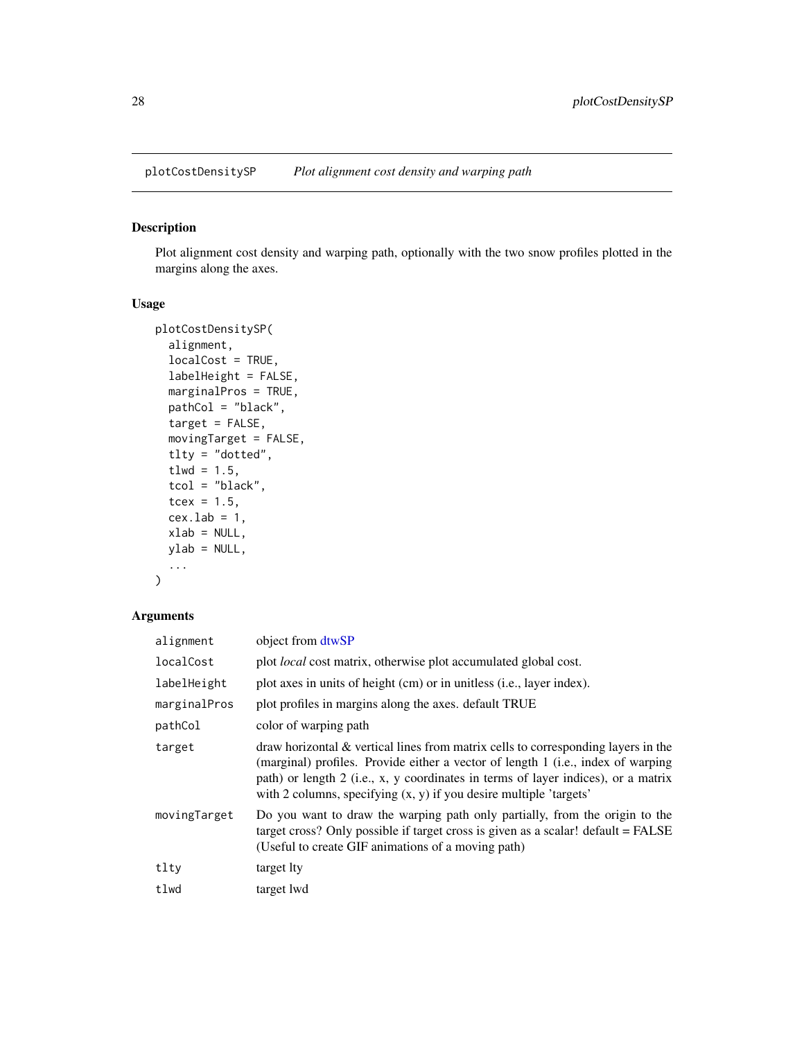## plotCostDensitySP — *Plot alignment cost density and warping path*

### Description

Plot alignment cost density and warping path, optionally with the two snow profiles plotted in the margins along the axes.

### Usage

```
plotCostDensitySP(
  alignment,
  localCost = TRUE,
  labelHeight = FALSE,
  marginalPros = TRUE,
  pathCol = "black",
  target = FALSE,
  movingTarget = FALSE,
  tlty = "dotted",
  tlwd = 1.5,
  tcol = "black",
  tcex = 1.5,
  cex.lab = 1,
  xlab = NULL,
  ylab = NULL,
  ...
)
```

### Arguments

| Argument | Description |
|---|---|
| `alignment` | object from dtwSP |
| `localCost` | plot *local* cost matrix, otherwise plot accumulated global cost. |
| `labelHeight` | plot axes in units of height (cm) or in unitless (i.e., layer index). |
| `marginalPros` | plot profiles in margins along the axes. default TRUE |
| `pathCol` | color of warping path |
| `target` | draw horizontal & vertical lines from matrix cells to corresponding layers in the (marginal) profiles. Provide either a vector of length 1 (i.e., index of warping path) or length 2 (i.e., x, y coordinates in terms of layer indices), or a matrix with 2 columns, specifying (x, y) if you desire multiple 'targets' |
| `movingTarget` | Do you want to draw the warping path only partially, from the origin to the target cross? Only possible if target cross is given as a scalar! default = FALSE (Useful to create GIF animations of a moving path) |
| `tlty` | target lty |
| `tlwd` | target lwd |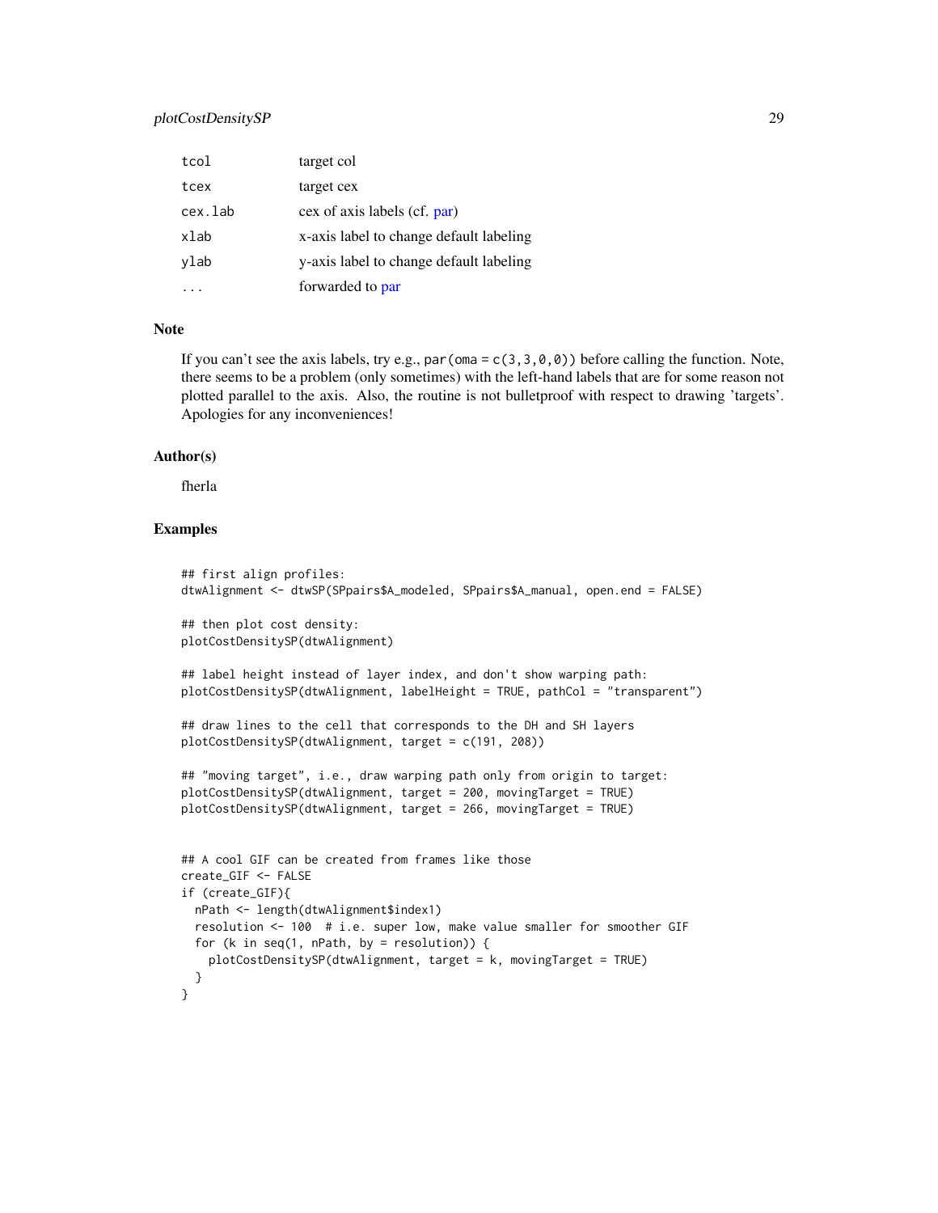| | |
|---|---|
| tcol | target col |
| tcex | target cex |
| cex.lab | cex of axis labels (cf. par) |
| xlab | x-axis label to change default labeling |
| ylab | y-axis label to change default labeling |
| ... | forwarded to par |

## Note

If you can't see the axis labels, try e.g., `par(oma = c(3,3,0,0))` before calling the function. Note, there seems to be a problem (only sometimes) with the left-hand labels that are for some reason not plotted parallel to the axis. Also, the routine is not bulletproof with respect to drawing 'targets'. Apologies for any inconveniences!

## Author(s)

fherla

## Examples

```
## first align profiles:
dtwAlignment <- dtwSP(SPpairs$A_modeled, SPpairs$A_manual, open.end = FALSE)

## then plot cost density:
plotCostDensitySP(dtwAlignment)

## label height instead of layer index, and don't show warping path:
plotCostDensitySP(dtwAlignment, labelHeight = TRUE, pathCol = "transparent")

## draw lines to the cell that corresponds to the DH and SH layers
plotCostDensitySP(dtwAlignment, target = c(191, 208))

## "moving target", i.e., draw warping path only from origin to target:
plotCostDensitySP(dtwAlignment, target = 200, movingTarget = TRUE)
plotCostDensitySP(dtwAlignment, target = 266, movingTarget = TRUE)


## A cool GIF can be created from frames like those
create_GIF <- FALSE
if (create_GIF){
  nPath <- length(dtwAlignment$index1)
  resolution <- 100  # i.e. super low, make value smaller for smoother GIF
  for (k in seq(1, nPath, by = resolution)) {
    plotCostDensitySP(dtwAlignment, target = k, movingTarget = TRUE)
  }
}
```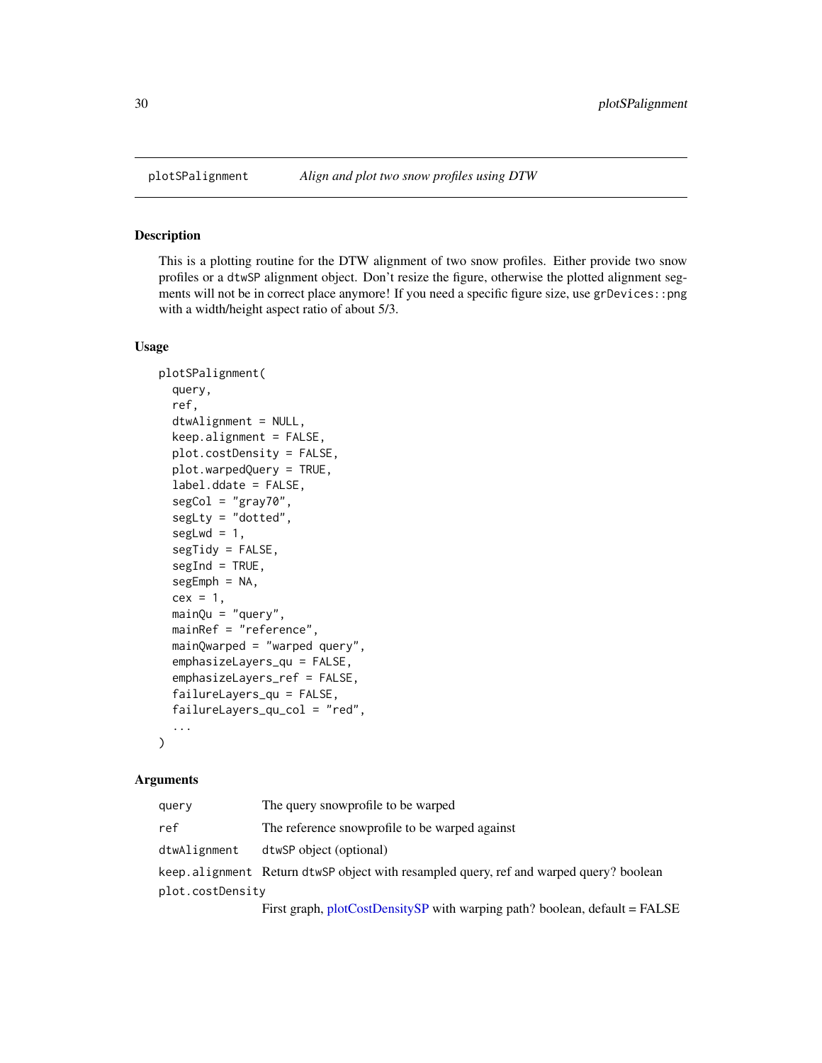## plotSPalignment — *Align and plot two snow profiles using DTW*

### Description

This is a plotting routine for the DTW alignment of two snow profiles. Either provide two snow profiles or a `dtwSP` alignment object. Don't resize the figure, otherwise the plotted alignment segments will not be in correct place anymore! If you need a specific figure size, use `grDevices::png` with a width/height aspect ratio of about 5/3.

### Usage

```
plotSPalignment(
  query,
  ref,
  dtwAlignment = NULL,
  keep.alignment = FALSE,
  plot.costDensity = FALSE,
  plot.warpedQuery = TRUE,
  label.ddate = FALSE,
  segCol = "gray70",
  segLty = "dotted",
  segLwd = 1,
  segTidy = FALSE,
  segInd = TRUE,
  segEmph = NA,
  cex = 1,
  mainQu = "query",
  mainRef = "reference",
  mainQwarped = "warped query",
  emphasizeLayers_qu = FALSE,
  emphasizeLayers_ref = FALSE,
  failureLayers_qu = FALSE,
  failureLayers_qu_col = "red",
  ...
)
```

### Arguments

| Argument | Description |
|---|---|
| `query` | The query snowprofile to be warped |
| `ref` | The reference snowprofile to be warped against |
| `dtwAlignment` | `dtwSP` object (optional) |
| `keep.alignment` | Return `dtwSP` object with resampled query, ref and warped query? boolean |
| `plot.costDensity` | First graph, plotCostDensitySP with warping path? boolean, default = FALSE |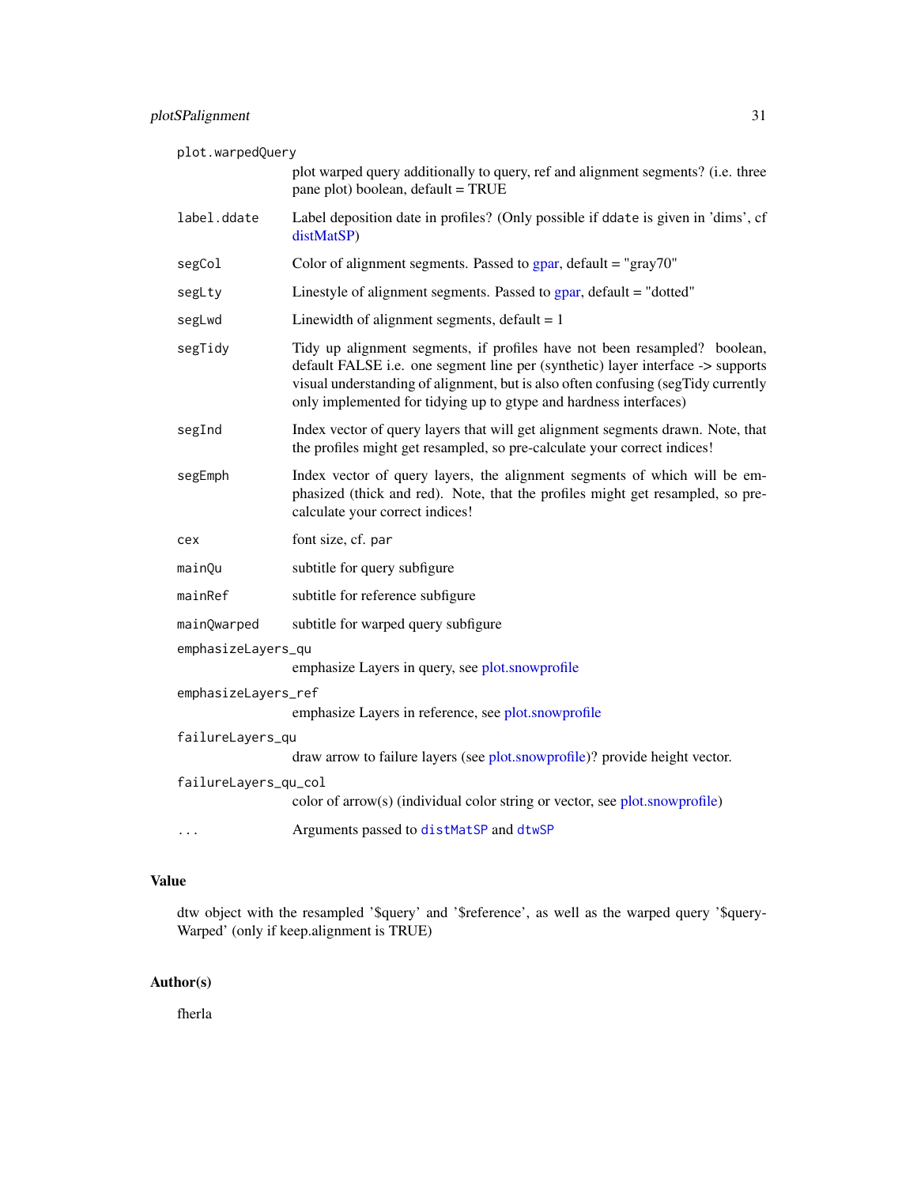| | |
|---|---|
| `plot.warpedQuery` | plot warped query additionally to query, ref and alignment segments? (i.e. three pane plot) boolean, default = TRUE |
| `label.ddate` | Label deposition date in profiles? (Only possible if `ddate` is given in 'dims', cf distMatSP) |
| `segCol` | Color of alignment segments. Passed to gpar, default = "gray70" |
| `segLty` | Linestyle of alignment segments. Passed to gpar, default = "dotted" |
| `segLwd` | Linewidth of alignment segments, default = 1 |
| `segTidy` | Tidy up alignment segments, if profiles have not been resampled? boolean, default FALSE i.e. one segment line per (synthetic) layer interface -> supports visual understanding of alignment, but is also often confusing (segTidy currently only implemented for tidying up to gtype and hardness interfaces) |
| `segInd` | Index vector of query layers that will get alignment segments drawn. Note, that the profiles might get resampled, so pre-calculate your correct indices! |
| `segEmph` | Index vector of query layers, the alignment segments of which will be emphasized (thick and red). Note, that the profiles might get resampled, so pre-calculate your correct indices! |
| `cex` | font size, cf. `par` |
| `mainQu` | subtitle for query subfigure |
| `mainRef` | subtitle for reference subfigure |
| `mainQwarped` | subtitle for warped query subfigure |
| `emphasizeLayers_qu` | emphasize Layers in query, see plot.snowprofile |
| `emphasizeLayers_ref` | emphasize Layers in reference, see plot.snowprofile |
| `failureLayers_qu` | draw arrow to failure layers (see plot.snowprofile)? provide height vector. |
| `failureLayers_qu_col` | color of arrow(s) (individual color string or vector, see plot.snowprofile) |
| `...` | Arguments passed to `distMatSP` and `dtwSP` |

## Value

dtw object with the resampled '$query' and '$reference', as well as the warped query '$queryWarped' (only if keep.alignment is TRUE)

## Author(s)

fherla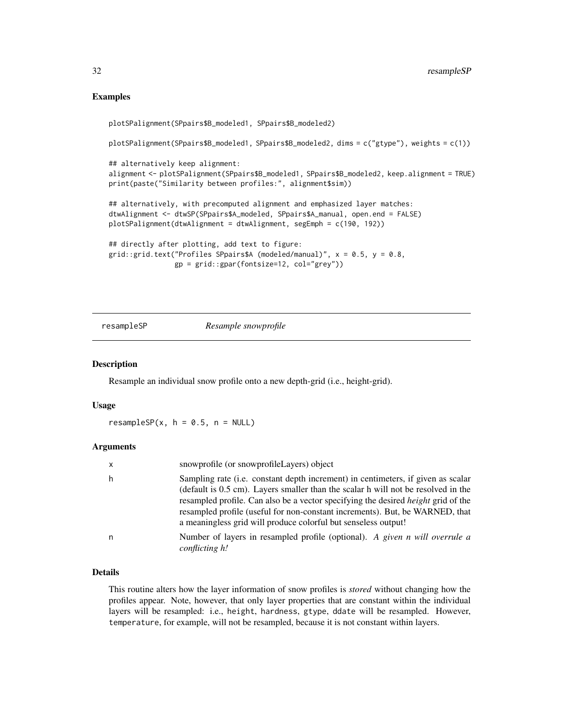## Examples

```
plotSPalignment(SPpairs$B_modeled1, SPpairs$B_modeled2)

plotSPalignment(SPpairs$B_modeled1, SPpairs$B_modeled2, dims = c("gtype"), weights = c(1))

## alternatively keep alignment:
alignment <- plotSPalignment(SPpairs$B_modeled1, SPpairs$B_modeled2, keep.alignment = TRUE)
print(paste("Similarity between profiles:", alignment$sim))

## alternatively, with precomputed alignment and emphasized layer matches:
dtwAlignment <- dtwSP(SPpairs$A_modeled, SPpairs$A_manual, open.end = FALSE)
plotSPalignment(dtwAlignment = dtwAlignment, segEmph = c(190, 192))

## directly after plotting, add text to figure:
grid::grid.text("Profiles SPpairs$A (modeled/manual)", x = 0.5, y = 0.8,
                gp = grid::gpar(fontsize=12, col="grey"))
```

---

# resampleSP *Resample snowprofile*

## Description

Resample an individual snow profile onto a new depth-grid (i.e., height-grid).

## Usage

```
resampleSP(x, h = 0.5, n = NULL)
```

## Arguments

| | |
|---|---|
| x | snowprofile (or snowprofileLayers) object |
| h | Sampling rate (i.e. constant depth increment) in centimeters, if given as scalar (default is 0.5 cm). Layers smaller than the scalar h will not be resolved in the resampled profile. Can also be a vector specifying the desired *height* grid of the resampled profile (useful for non-constant increments). But, be WARNED, that a meaningless grid will produce colorful but senseless output! |
| n | Number of layers in resampled profile (optional). *A given n will overrule a conflicting h!* |

## Details

This routine alters how the layer information of snow profiles is *stored* without changing how the profiles appear. Note, however, that only layer properties that are constant within the individual layers will be resampled: i.e., `height`, `hardness`, `gtype`, `ddate` will be resampled. However, `temperature`, for example, will not be resampled, because it is not constant within layers.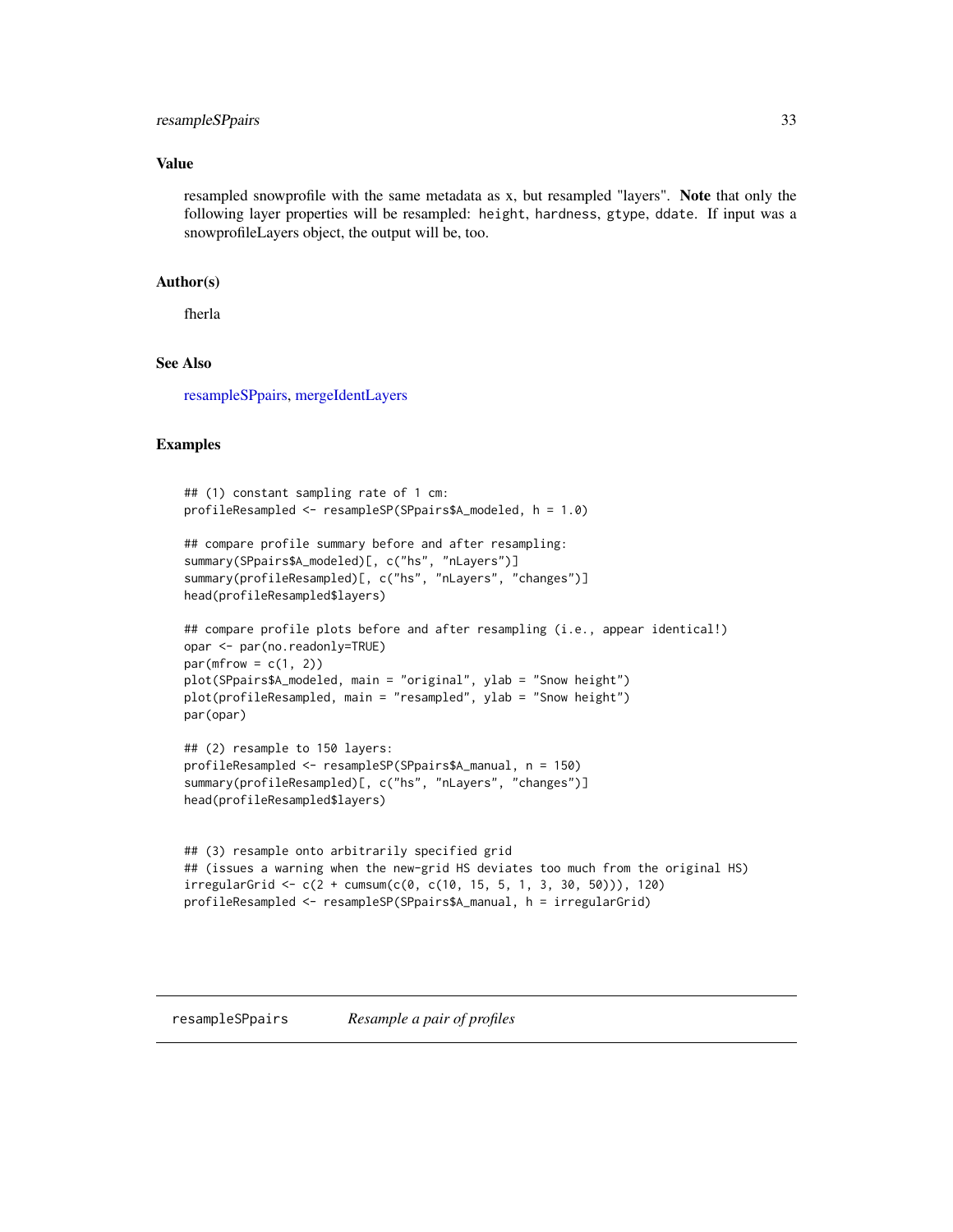## Value

resampled snowprofile with the same metadata as x, but resampled "layers". **Note** that only the following layer properties will be resampled: `height`, `hardness`, `gtype`, `ddate`. If input was a snowprofileLayers object, the output will be, too.

## Author(s)

fherla

## See Also

resampleSPpairs, mergeIdentLayers

## Examples

```
## (1) constant sampling rate of 1 cm:
profileResampled <- resampleSP(SPpairs$A_modeled, h = 1.0)

## compare profile summary before and after resampling:
summary(SPpairs$A_modeled)[, c("hs", "nLayers")]
summary(profileResampled)[, c("hs", "nLayers", "changes")]
head(profileResampled$layers)

## compare profile plots before and after resampling (i.e., appear identical!)
opar <- par(no.readonly=TRUE)
par(mfrow = c(1, 2))
plot(SPpairs$A_modeled, main = "original", ylab = "Snow height")
plot(profileResampled, main = "resampled", ylab = "Snow height")
par(opar)

## (2) resample to 150 layers:
profileResampled <- resampleSP(SPpairs$A_manual, n = 150)
summary(profileResampled)[, c("hs", "nLayers", "changes")]
head(profileResampled$layers)


## (3) resample onto arbitrarily specified grid
## (issues a warning when the new-grid HS deviates too much from the original HS)
irregularGrid <- c(2 + cumsum(c(0, c(10, 15, 5, 1, 3, 30, 50))), 120)
profileResampled <- resampleSP(SPpairs$A_manual, h = irregularGrid)
```

---

`resampleSPpairs` *Resample a pair of profiles*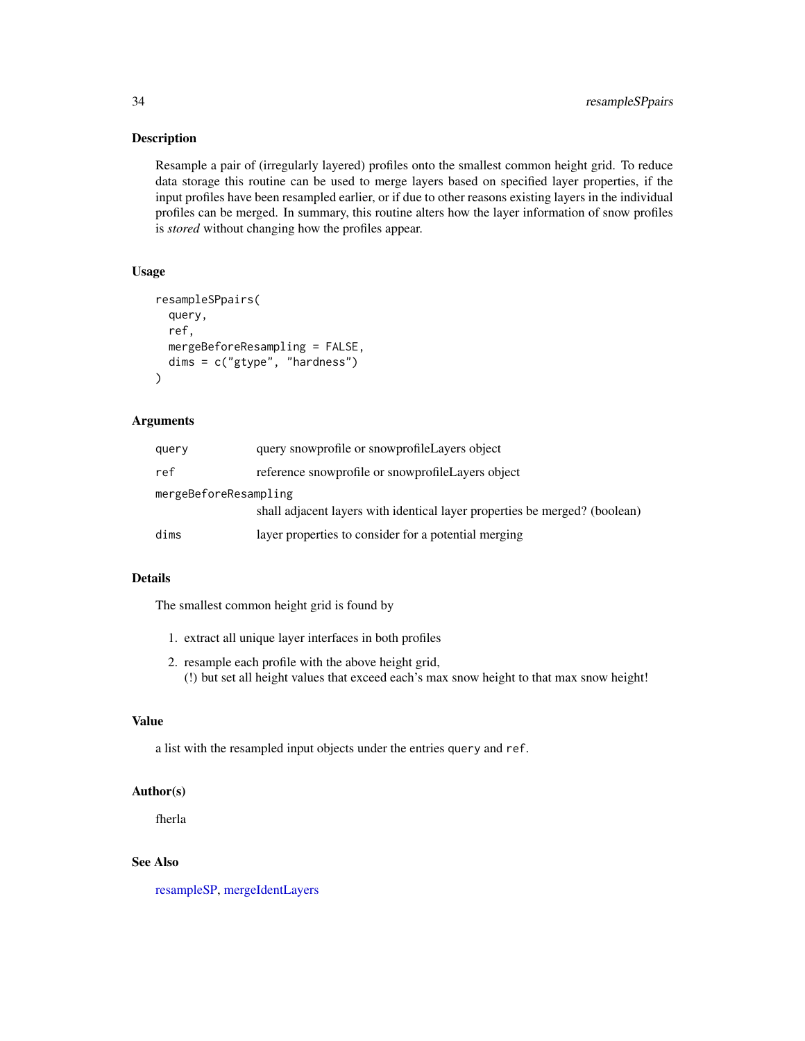## Description

Resample a pair of (irregularly layered) profiles onto the smallest common height grid. To reduce data storage this routine can be used to merge layers based on specified layer properties, if the input profiles have been resampled earlier, or if due to other reasons existing layers in the individual profiles can be merged. In summary, this routine alters how the layer information of snow profiles is *stored* without changing how the profiles appear.

## Usage

```
resampleSPpairs(
  query,
  ref,
  mergeBeforeResampling = FALSE,
  dims = c("gtype", "hardness")
)
```

## Arguments

| | |
|---|---|
| query | query snowprofile or snowprofileLayers object |
| ref | reference snowprofile or snowprofileLayers object |
| mergeBeforeResampling | shall adjacent layers with identical layer properties be merged? (boolean) |
| dims | layer properties to consider for a potential merging |

## Details

The smallest common height grid is found by

1. extract all unique layer interfaces in both profiles
2. resample each profile with the above height grid,
   (!) but set all height values that exceed each's max snow height to that max snow height!

## Value

a list with the resampled input objects under the entries `query` and `ref`.

## Author(s)

fherla

## See Also

resampleSP, mergeIdentLayers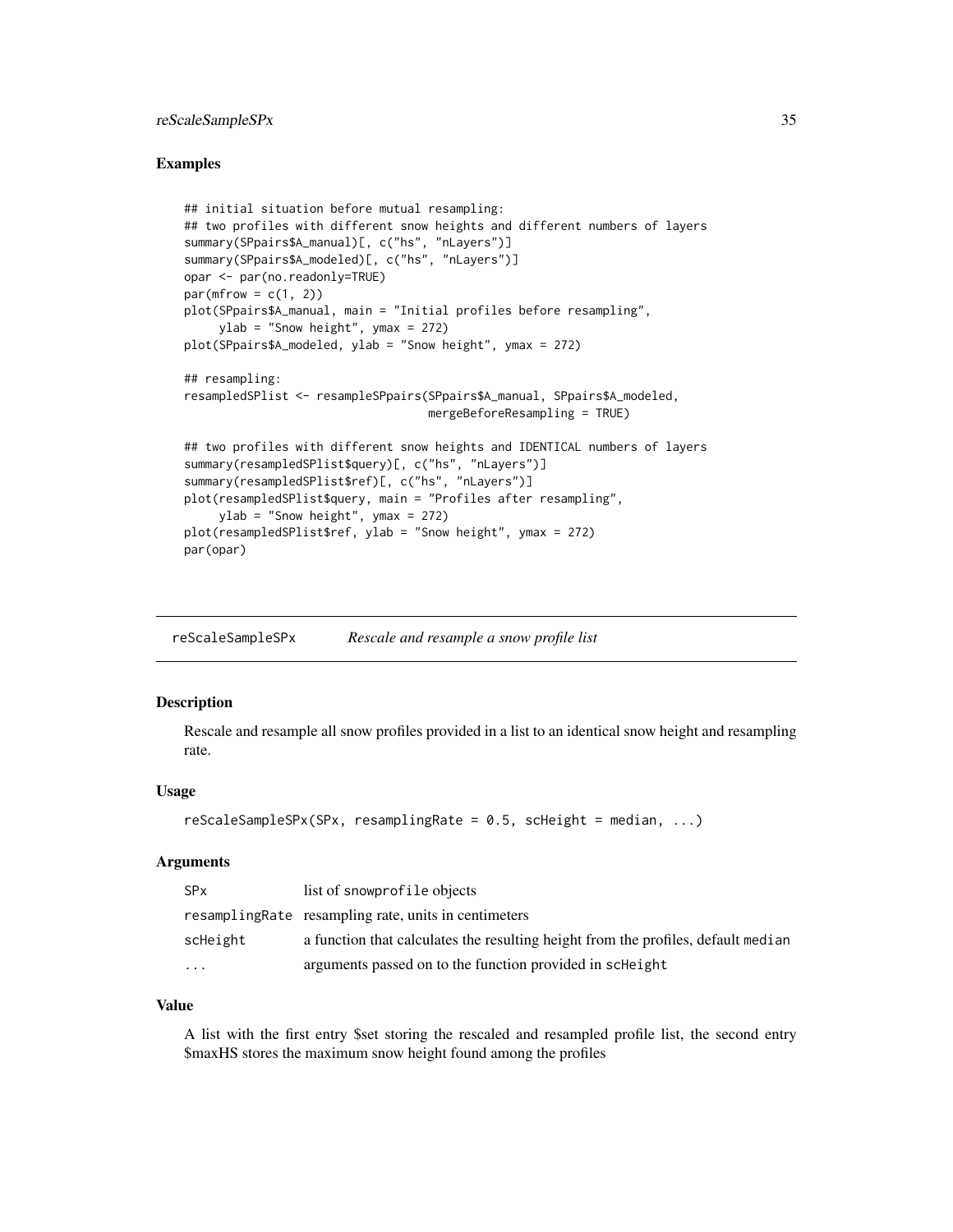### Examples

```
## initial situation before mutual resampling:
## two profiles with different snow heights and different numbers of layers
summary(SPpairs$A_manual)[, c("hs", "nLayers")]
summary(SPpairs$A_modeled)[, c("hs", "nLayers")]
opar <- par(no.readonly=TRUE)
par(mfrow = c(1, 2))
plot(SPpairs$A_manual, main = "Initial profiles before resampling",
     ylab = "Snow height", ymax = 272)
plot(SPpairs$A_modeled, ylab = "Snow height", ymax = 272)

## resampling:
resampledSPlist <- resampleSPpairs(SPpairs$A_manual, SPpairs$A_modeled,
                                   mergeBeforeResampling = TRUE)

## two profiles with different snow heights and IDENTICAL numbers of layers
summary(resampledSPlist$query)[, c("hs", "nLayers")]
summary(resampledSPlist$ref)[, c("hs", "nLayers")]
plot(resampledSPlist$query, main = "Profiles after resampling",
     ylab = "Snow height", ymax = 272)
plot(resampledSPlist$ref, ylab = "Snow height", ymax = 272)
par(opar)
```

---

## reScaleSampleSPx *Rescale and resample a snow profile list*

### Description

Rescale and resample all snow profiles provided in a list to an identical snow height and resampling rate.

### Usage

```
reScaleSampleSPx(SPx, resamplingRate = 0.5, scHeight = median, ...)
```

### Arguments

| | |
|---|---|
| SPx | list of snowprofile objects |
| resamplingRate | resampling rate, units in centimeters |
| scHeight | a function that calculates the resulting height from the profiles, default median |
| ... | arguments passed on to the function provided in scHeight |

### Value

A list with the first entry $set storing the rescaled and resampled profile list, the second entry $maxHS stores the maximum snow height found among the profiles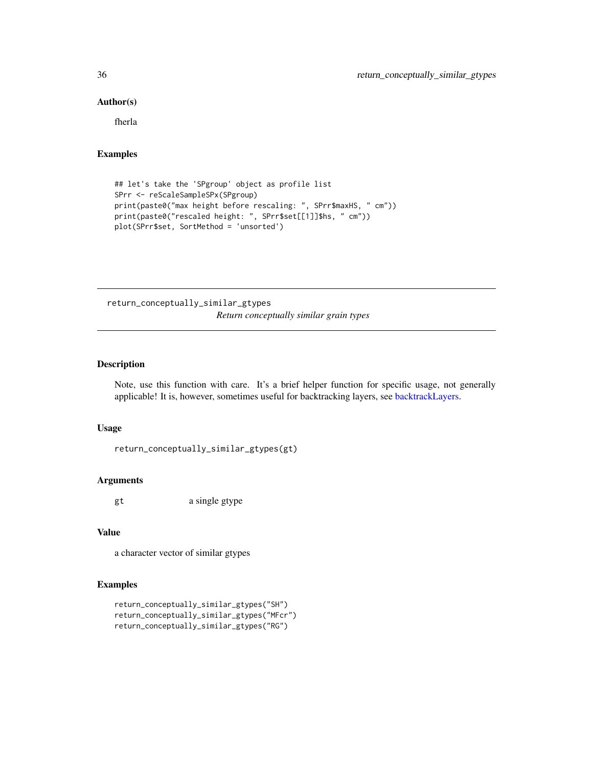### Author(s)

fherla

### Examples

```
## let's take the 'SPgroup' object as profile list
SPrr <- reScaleSampleSPx(SPgroup)
print(paste0("max height before rescaling: ", SPrr$maxHS, " cm"))
print(paste0("rescaled height: ", SPrr$set[[1]]$hs, " cm"))
plot(SPrr$set, SortMethod = 'unsorted')
```

---

## return_conceptually_similar_gtypes

*Return conceptually similar grain types*

### Description

Note, use this function with care. It's a brief helper function for specific usage, not generally applicable! It is, however, sometimes useful for backtracking layers, see backtrackLayers.

### Usage

```
return_conceptually_similar_gtypes(gt)
```

### Arguments

| | |
|---|---|
| gt | a single gtype |

### Value

a character vector of similar gtypes

### Examples

```
return_conceptually_similar_gtypes("SH")
return_conceptually_similar_gtypes("MFcr")
return_conceptually_similar_gtypes("RG")
```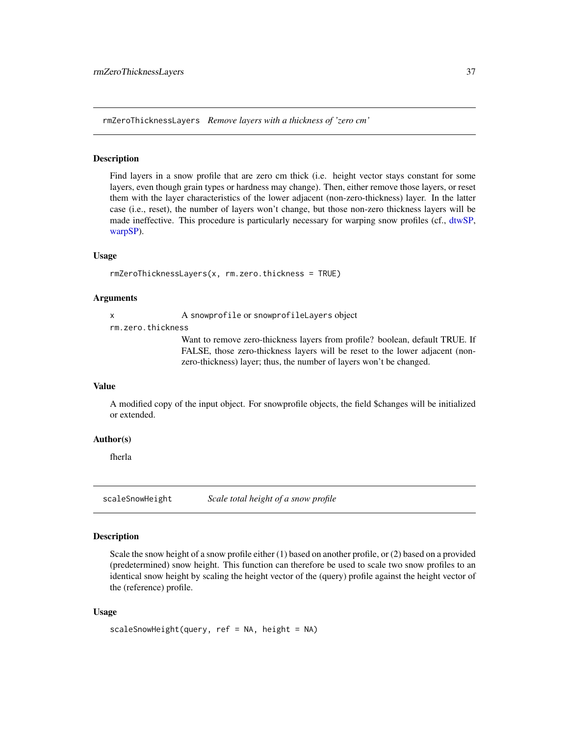## rmZeroThicknessLayers *Remove layers with a thickness of 'zero cm'*

### Description

Find layers in a snow profile that are zero cm thick (i.e. height vector stays constant for some layers, even though grain types or hardness may change). Then, either remove those layers, or reset them with the layer characteristics of the lower adjacent (non-zero-thickness) layer. In the latter case (i.e., reset), the number of layers won't change, but those non-zero thickness layers will be made ineffective. This procedure is particularly necessary for warping snow profiles (cf., dtwSP, warpSP).

### Usage

```
rmZeroThicknessLayers(x, rm.zero.thickness = TRUE)
```

### Arguments

| | |
|---|---|
| `x` | A `snowprofile` or `snowprofileLayers` object |
| `rm.zero.thickness` | Want to remove zero-thickness layers from profile? boolean, default TRUE. If FALSE, those zero-thickness layers will be reset to the lower adjacent (non-zero-thickness) layer; thus, the number of layers won't be changed. |

### Value

A modified copy of the input object. For snowprofile objects, the field $changes will be initialized or extended.

### Author(s)

fherla

## scaleSnowHeight *Scale total height of a snow profile*

### Description

Scale the snow height of a snow profile either (1) based on another profile, or (2) based on a provided (predetermined) snow height. This function can therefore be used to scale two snow profiles to an identical snow height by scaling the height vector of the (query) profile against the height vector of the (reference) profile.

### Usage

```
scaleSnowHeight(query, ref = NA, height = NA)
```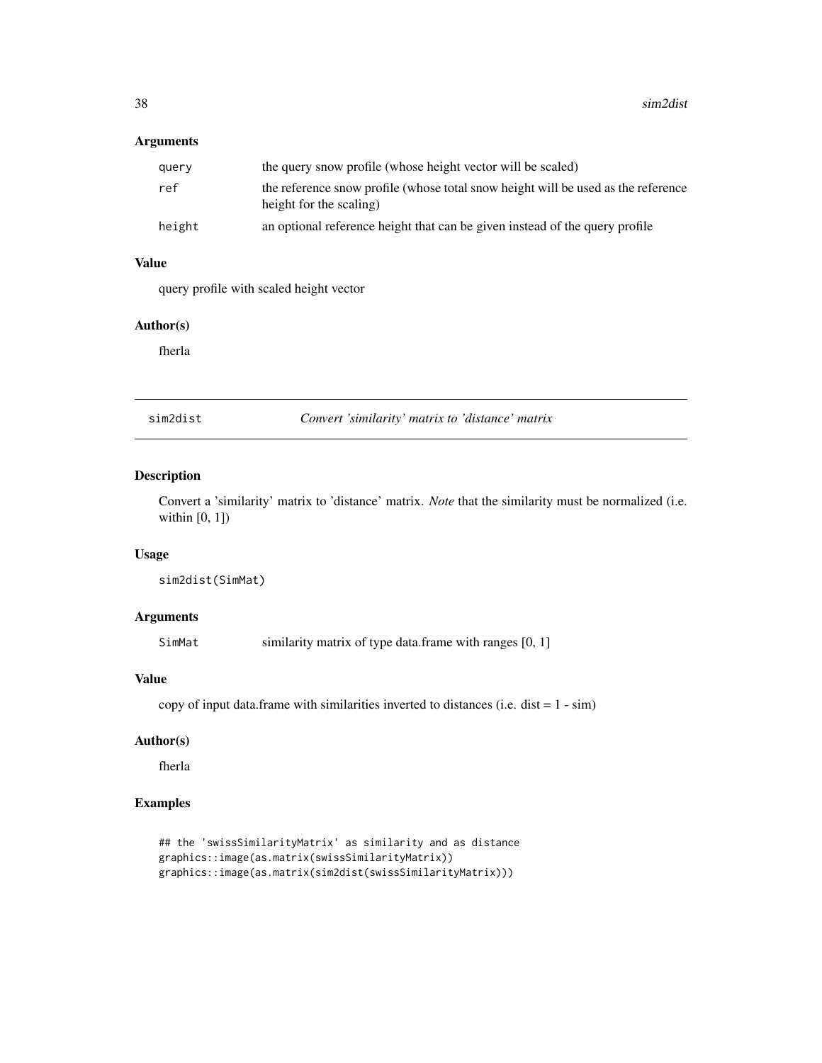## Arguments

| | |
|---|---|
| `query` | the query snow profile (whose height vector will be scaled) |
| `ref` | the reference snow profile (whose total snow height will be used as the reference height for the scaling) |
| `height` | an optional reference height that can be given instead of the query profile |

## Value

query profile with scaled height vector

## Author(s)

fherla

---

`sim2dist` *Convert 'similarity' matrix to 'distance' matrix*

---

## Description

Convert a 'similarity' matrix to 'distance' matrix. *Note* that the similarity must be normalized (i.e. within [0, 1])

## Usage

```
sim2dist(SimMat)
```

## Arguments

| | |
|---|---|
| `SimMat` | similarity matrix of type data.frame with ranges [0, 1] |

## Value

copy of input data.frame with similarities inverted to distances (i.e. dist = 1 - sim)

## Author(s)

fherla

## Examples

```
## the 'swissSimilarityMatrix' as similarity and as distance
graphics::image(as.matrix(swissSimilarityMatrix))
graphics::image(as.matrix(sim2dist(swissSimilarityMatrix)))
```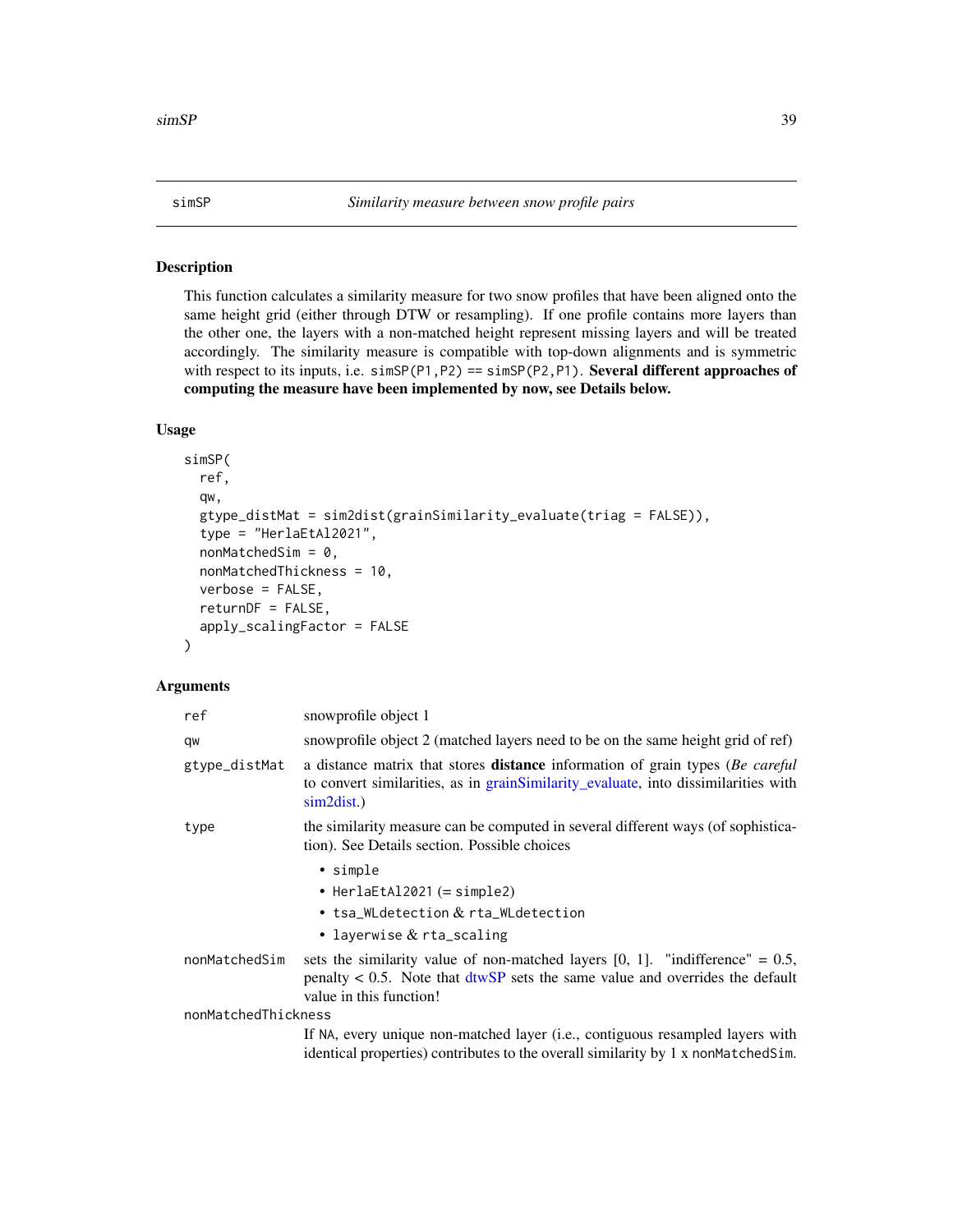## simSP — *Similarity measure between snow profile pairs*

### Description

This function calculates a similarity measure for two snow profiles that have been aligned onto the same height grid (either through DTW or resampling). If one profile contains more layers than the other one, the layers with a non-matched height represent missing layers and will be treated accordingly. The similarity measure is compatible with top-down alignments and is symmetric with respect to its inputs, i.e. `simSP(P1,P2) == simSP(P2,P1)`. **Several different approaches of computing the measure have been implemented by now, see Details below.**

### Usage

```
simSP(
  ref,
  qw,
  gtype_distMat = sim2dist(grainSimilarity_evaluate(triag = FALSE)),
  type = "HerlaEtAl2021",
  nonMatchedSim = 0,
  nonMatchedThickness = 10,
  verbose = FALSE,
  returnDF = FALSE,
  apply_scalingFactor = FALSE
)
```

### Arguments

| | |
|---|---|
| `ref` | snowprofile object 1 |
| `qw` | snowprofile object 2 (matched layers need to be on the same height grid of ref) |
| `gtype_distMat` | a distance matrix that stores **distance** information of grain types (*Be careful* to convert similarities, as in grainSimilarity_evaluate, into dissimilarities with sim2dist.) |
| `type` | the similarity measure can be computed in several different ways (of sophistication). See Details section. Possible choices<br>• `simple`<br>• `HerlaEtAl2021` (= `simple2`)<br>• `tsa_WLdetection` & `rta_WLdetection`<br>• `layerwise` & `rta_scaling` |
| `nonMatchedSim` | sets the similarity value of non-matched layers [0, 1]. "indifference" = 0.5, penalty < 0.5. Note that dtwSP sets the same value and overrides the default value in this function! |
| `nonMatchedThickness` | If `NA`, every unique non-matched layer (i.e., contiguous resampled layers with identical properties) contributes to the overall similarity by 1 x `nonMatchedSim`. |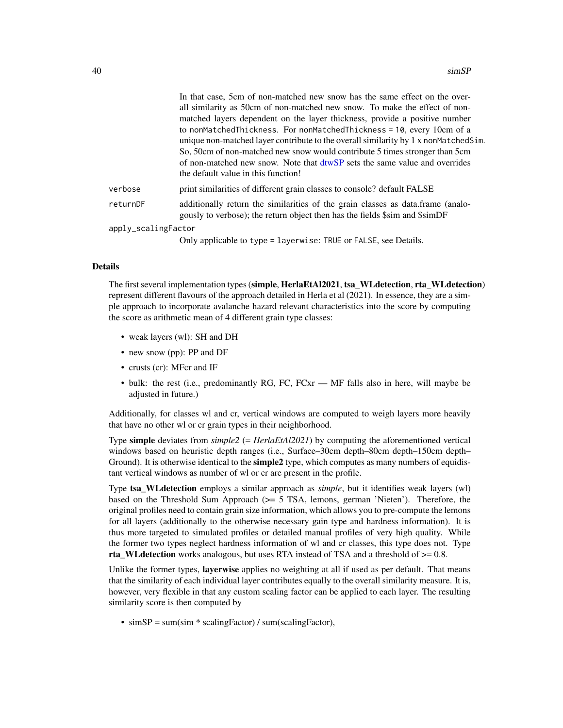In that case, 5cm of non-matched new snow has the same effect on the overall similarity as 50cm of non-matched new snow. To make the effect of non-matched layers dependent on the layer thickness, provide a positive number to `nonMatchedThickness`. For `nonMatchedThickness = 10`, every 10cm of a unique non-matched layer contribute to the overall similarity by 1 x `nonMatchedSim`. So, 50cm of non-matched new snow would contribute 5 times stronger than 5cm of non-matched new snow. Note that dtwSP sets the same value and overrides the default value in this function!

`verbose` print similarities of different grain classes to console? default FALSE

`returnDF` additionally return the similarities of the grain classes as data.frame (analogously to verbose); the return object then has the fields $sim and $simDF

`apply_scalingFactor`
Only applicable to `type = layerwise`: `TRUE` or `FALSE`, see Details.

## Details

The first several implementation types (**simple**, **HerlaEtAl2021**, **tsa_WLdetection**, **rta_WLdetection**) represent different flavours of the approach detailed in Herla et al (2021). In essence, they are a simple approach to incorporate avalanche hazard relevant characteristics into the score by computing the score as arithmetic mean of 4 different grain type classes:

- weak layers (wl): SH and DH
- new snow (pp): PP and DF
- crusts (cr): MFcr and IF
- bulk: the rest (i.e., predominantly RG, FC, FCxr — MF falls also in here, will maybe be adjusted in future.)

Additionally, for classes wl and cr, vertical windows are computed to weigh layers more heavily that have no other wl or cr grain types in their neighborhood.

Type **simple** deviates from *simple2* (= *HerlaEtAl2021*) by computing the aforementioned vertical windows based on heuristic depth ranges (i.e., Surface–30cm depth–80cm depth–150cm depth–Ground). It is otherwise identical to the **simple2** type, which computes as many numbers of equidistant vertical windows as number of wl or cr are present in the profile.

Type **tsa_WLdetection** employs a similar approach as *simple*, but it identifies weak layers (wl) based on the Threshold Sum Approach (>= 5 TSA, lemons, german 'Nieten'). Therefore, the original profiles need to contain grain size information, which allows you to pre-compute the lemons for all layers (additionally to the otherwise necessary gain type and hardness information). It is thus more targeted to simulated profiles or detailed manual profiles of very high quality. While the former two types neglect hardness information of wl and cr classes, this type does not. Type **rta_WLdetection** works analogous, but uses RTA instead of TSA and a threshold of >= 0.8.

Unlike the former types, **layerwise** applies no weighting at all if used as per default. That means that the similarity of each individual layer contributes equally to the overall similarity measure. It is, however, very flexible in that any custom scaling factor can be applied to each layer. The resulting similarity score is then computed by

- simSP = sum(sim * scalingFactor) / sum(scalingFactor),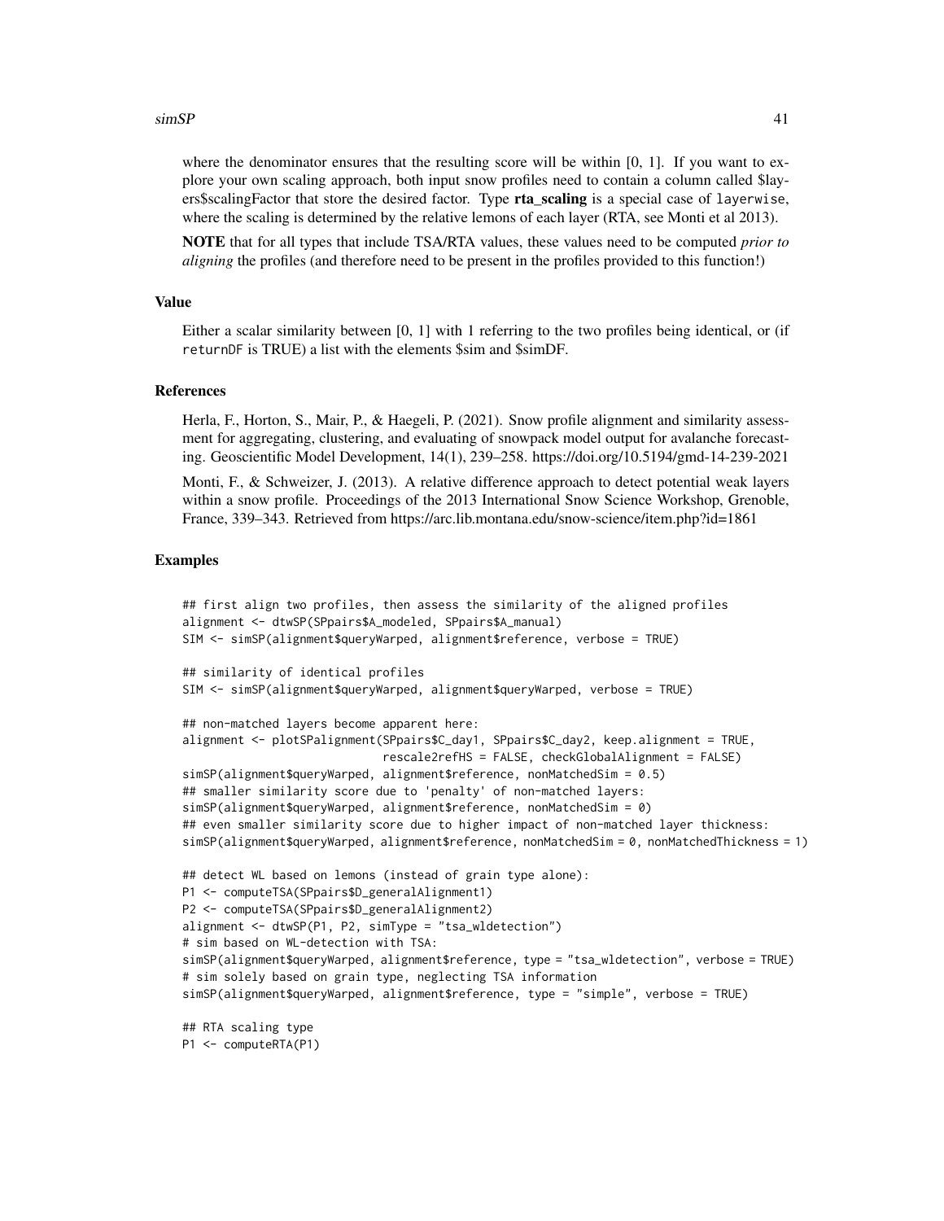where the denominator ensures that the resulting score will be within [0, 1]. If you want to explore your own scaling approach, both input snow profiles need to contain a column called $layers$scalingFactor that store the desired factor. Type **rta_scaling** is a special case of layerwise, where the scaling is determined by the relative lemons of each layer (RTA, see Monti et al 2013).

**NOTE** that for all types that include TSA/RTA values, these values need to be computed *prior to aligning* the profiles (and therefore need to be present in the profiles provided to this function!)

### Value

Either a scalar similarity between [0, 1] with 1 referring to the two profiles being identical, or (if returnDF is TRUE) a list with the elements $sim and $simDF.

### References

Herla, F., Horton, S., Mair, P., & Haegeli, P. (2021). Snow profile alignment and similarity assessment for aggregating, clustering, and evaluating of snowpack model output for avalanche forecasting. Geoscientific Model Development, 14(1), 239–258. https://doi.org/10.5194/gmd-14-239-2021

Monti, F., & Schweizer, J. (2013). A relative difference approach to detect potential weak layers within a snow profile. Proceedings of the 2013 International Snow Science Workshop, Grenoble, France, 339–343. Retrieved from https://arc.lib.montana.edu/snow-science/item.php?id=1861

### Examples

```
## first align two profiles, then assess the similarity of the aligned profiles
alignment <- dtwSP(SPpairs$A_modeled, SPpairs$A_manual)
SIM <- simSP(alignment$queryWarped, alignment$reference, verbose = TRUE)

## similarity of identical profiles
SIM <- simSP(alignment$queryWarped, alignment$queryWarped, verbose = TRUE)

## non-matched layers become apparent here:
alignment <- plotSPalignment(SPpairs$C_day1, SPpairs$C_day2, keep.alignment = TRUE,
                             rescale2refHS = FALSE, checkGlobalAlignment = FALSE)
simSP(alignment$queryWarped, alignment$reference, nonMatchedSim = 0.5)
## smaller similarity score due to 'penalty' of non-matched layers:
simSP(alignment$queryWarped, alignment$reference, nonMatchedSim = 0)
## even smaller similarity score due to higher impact of non-matched layer thickness:
simSP(alignment$queryWarped, alignment$reference, nonMatchedSim = 0, nonMatchedThickness = 1)

## detect WL based on lemons (instead of grain type alone):
P1 <- computeTSA(SPpairs$D_generalAlignment1)
P2 <- computeTSA(SPpairs$D_generalAlignment2)
alignment <- dtwSP(P1, P2, simType = "tsa_wldetection")
# sim based on WL-detection with TSA:
simSP(alignment$queryWarped, alignment$reference, type = "tsa_wldetection", verbose = TRUE)
# sim solely based on grain type, neglecting TSA information
simSP(alignment$queryWarped, alignment$reference, type = "simple", verbose = TRUE)

## RTA scaling type
P1 <- computeRTA(P1)
```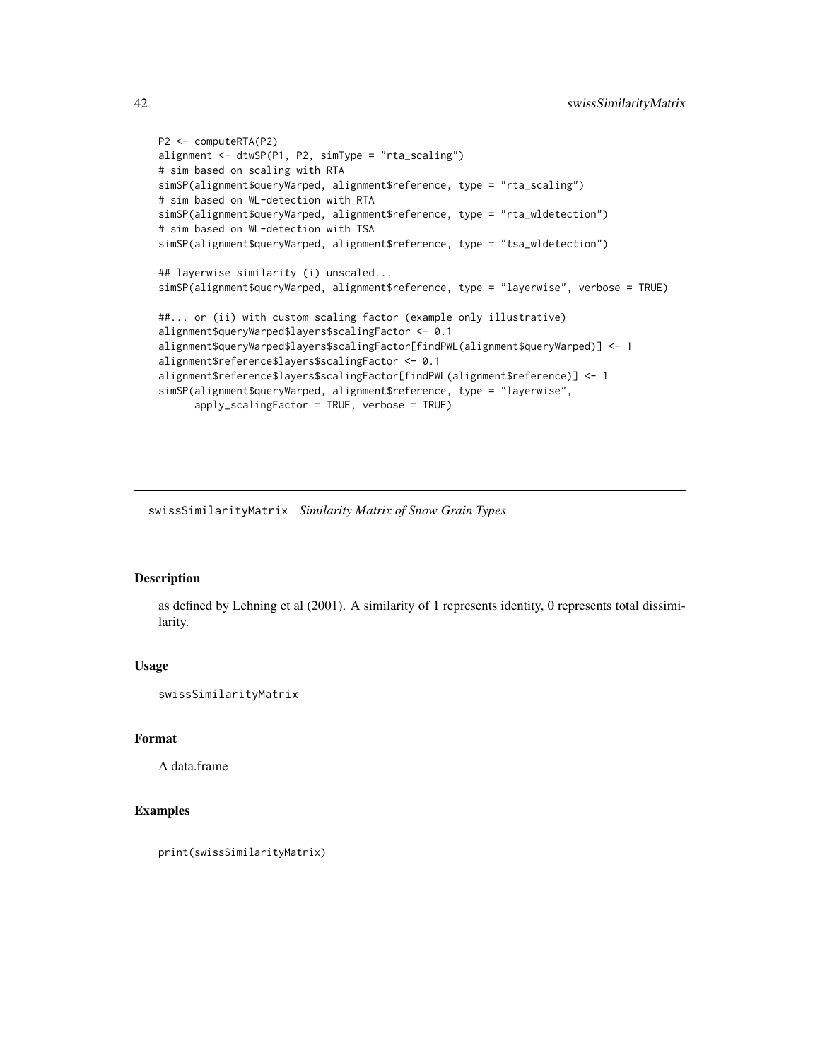```
P2 <- computeRTA(P2)
alignment <- dtwSP(P1, P2, simType = "rta_scaling")
# sim based on scaling with RTA
simSP(alignment$queryWarped, alignment$reference, type = "rta_scaling")
# sim based on WL-detection with RTA
simSP(alignment$queryWarped, alignment$reference, type = "rta_wldetection")
# sim based on WL-detection with TSA
simSP(alignment$queryWarped, alignment$reference, type = "tsa_wldetection")

## layerwise similarity (i) unscaled...
simSP(alignment$queryWarped, alignment$reference, type = "layerwise", verbose = TRUE)

##... or (ii) with custom scaling factor (example only illustrative)
alignment$queryWarped$layers$scalingFactor <- 0.1
alignment$queryWarped$layers$scalingFactor[findPWL(alignment$queryWarped)] <- 1
alignment$reference$layers$scalingFactor <- 0.1
alignment$reference$layers$scalingFactor[findPWL(alignment$reference)] <- 1
simSP(alignment$queryWarped, alignment$reference, type = "layerwise",
      apply_scalingFactor = TRUE, verbose = TRUE)
```

---

## swissSimilarityMatrix *Similarity Matrix of Snow Grain Types*

### Description

as defined by Lehning et al (2001). A similarity of 1 represents identity, 0 represents total dissimilarity.

### Usage

```
swissSimilarityMatrix
```

### Format

A data.frame

### Examples

```
print(swissSimilarityMatrix)
```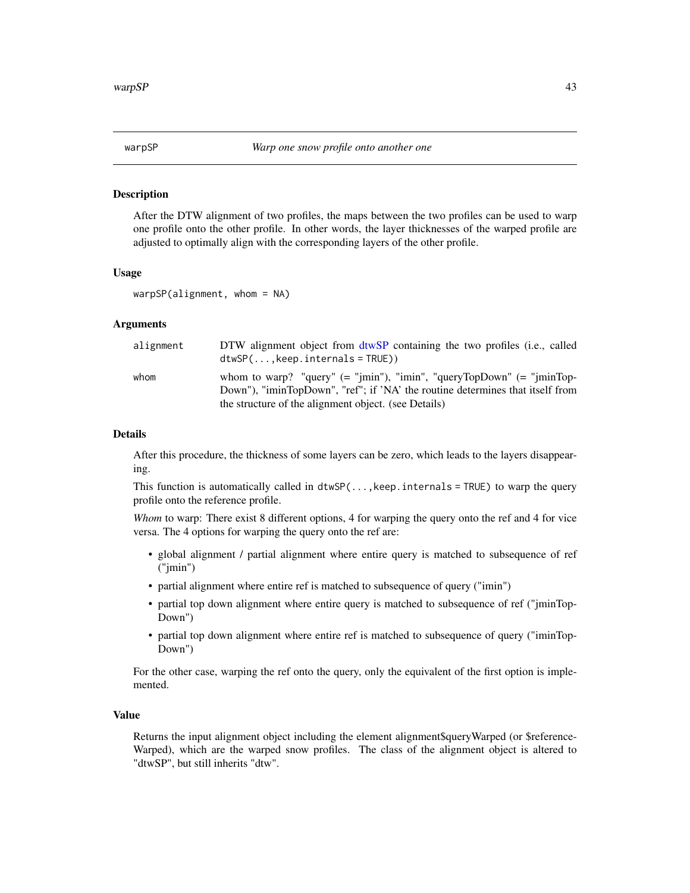# warpSP — *Warp one snow profile onto another one*

## Description

After the DTW alignment of two profiles, the maps between the two profiles can be used to warp one profile onto the other profile. In other words, the layer thicknesses of the warped profile are adjusted to optimally align with the corresponding layers of the other profile.

## Usage

```
warpSP(alignment, whom = NA)
```

## Arguments

| | |
|---|---|
| `alignment` | DTW alignment object from dtwSP containing the two profiles (i.e., called `dtwSP(...,keep.internals = TRUE)`) |
| `whom` | whom to warp? "query" (= "jmin"), "imin", "queryTopDown" (= "jminTopDown"), "iminTopDown", "ref"; if 'NA' the routine determines that itself from the structure of the alignment object. (see Details) |

## Details

After this procedure, the thickness of some layers can be zero, which leads to the layers disappearing.

This function is automatically called in `dtwSP(...,keep.internals = TRUE)` to warp the query profile onto the reference profile.

*Whom* to warp: There exist 8 different options, 4 for warping the query onto the ref and 4 for vice versa. The 4 options for warping the query onto the ref are:

- global alignment / partial alignment where entire query is matched to subsequence of ref ("jmin")
- partial alignment where entire ref is matched to subsequence of query ("imin")
- partial top down alignment where entire query is matched to subsequence of ref ("jminTopDown")
- partial top down alignment where entire ref is matched to subsequence of query ("iminTopDown")

For the other case, warping the ref onto the query, only the equivalent of the first option is implemented.

## Value

Returns the input alignment object including the element alignment$queryWarped (or $referenceWarped), which are the warped snow profiles. The class of the alignment object is altered to "dtwSP", but still inherits "dtw".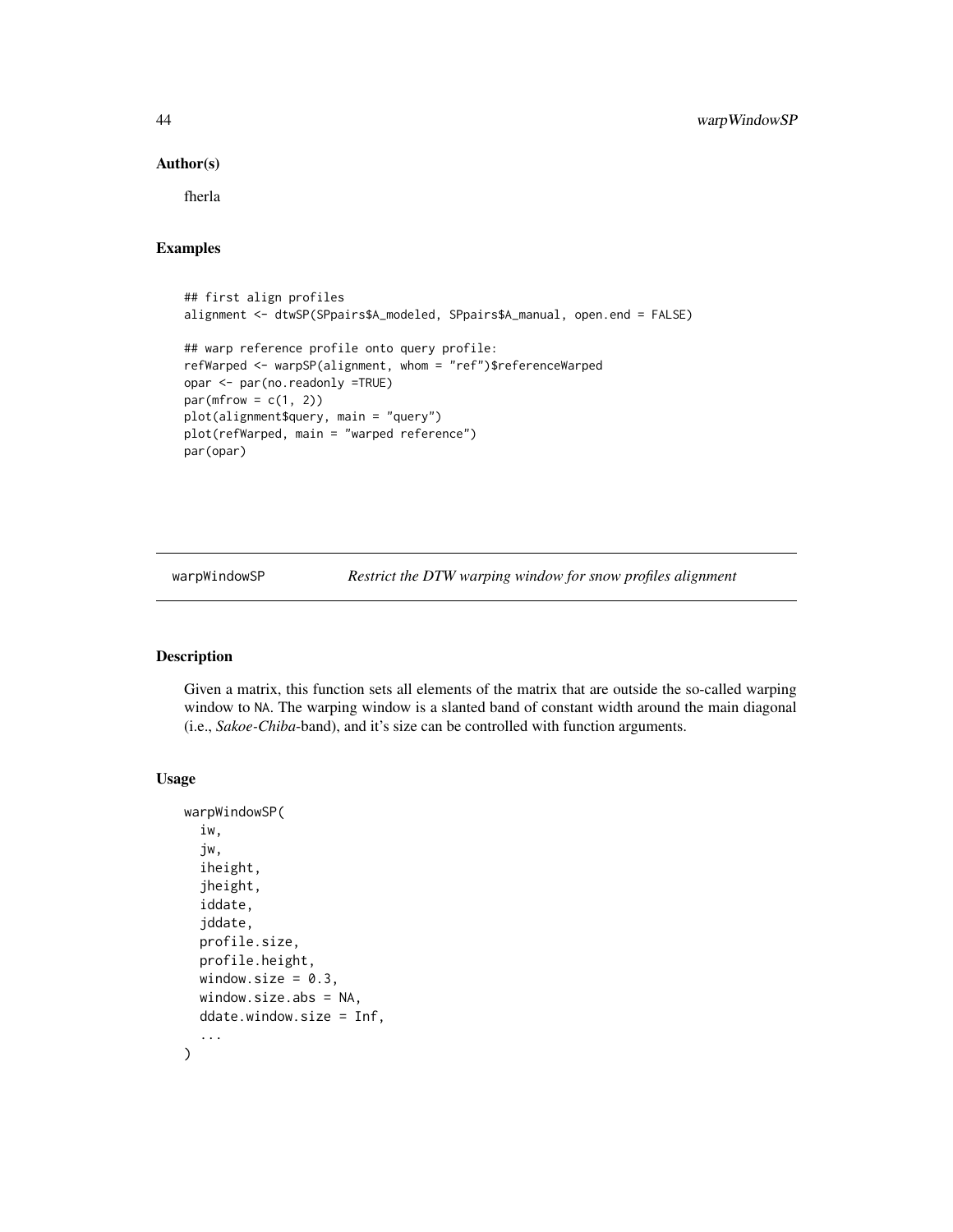### Author(s)

fherla

### Examples

```
## first align profiles
alignment <- dtwSP(SPpairs$A_modeled, SPpairs$A_manual, open.end = FALSE)

## warp reference profile onto query profile:
refWarped <- warpSP(alignment, whom = "ref")$referenceWarped
opar <- par(no.readonly =TRUE)
par(mfrow = c(1, 2))
plot(alignment$query, main = "query")
plot(refWarped, main = "warped reference")
par(opar)
```

---

## warpWindowSP — *Restrict the DTW warping window for snow profiles alignment*

---

### Description

Given a matrix, this function sets all elements of the matrix that are outside the so-called warping window to NA. The warping window is a slanted band of constant width around the main diagonal (i.e., *Sakoe-Chiba*-band), and it's size can be controlled with function arguments.

### Usage

```
warpWindowSP(
  iw,
  jw,
  iheight,
  jheight,
  iddate,
  jddate,
  profile.size,
  profile.height,
  window.size = 0.3,
  window.size.abs = NA,
  ddate.window.size = Inf,
  ...
)
```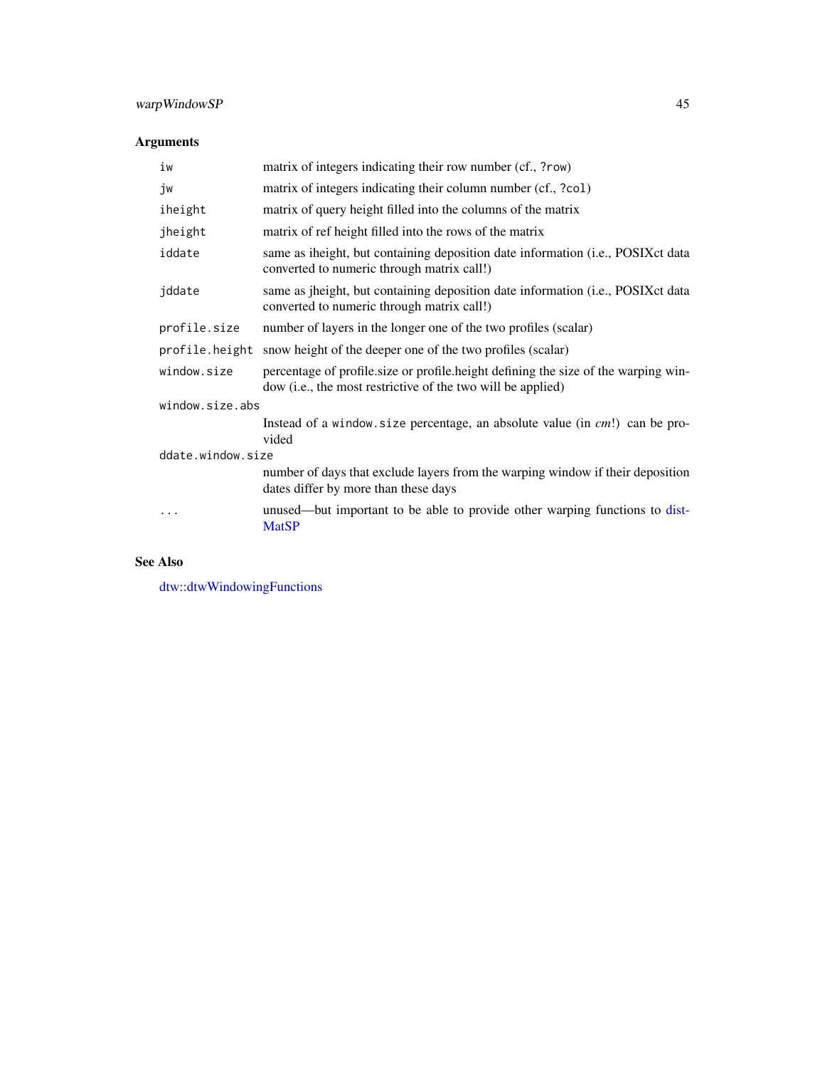## Arguments

| | |
|---|---|
| `iw` | matrix of integers indicating their row number (cf., `?row`) |
| `jw` | matrix of integers indicating their column number (cf., `?col`) |
| `iheight` | matrix of query height filled into the columns of the matrix |
| `jheight` | matrix of ref height filled into the rows of the matrix |
| `iddate` | same as iheight, but containing deposition date information (i.e., POSIXct data converted to numeric through matrix call!) |
| `jddate` | same as jheight, but containing deposition date information (i.e., POSIXct data converted to numeric through matrix call!) |
| `profile.size` | number of layers in the longer one of the two profiles (scalar) |
| `profile.height` | snow height of the deeper one of the two profiles (scalar) |
| `window.size` | percentage of profile.size or profile.height defining the size of the warping window (i.e., the most restrictive of the two will be applied) |
| `window.size.abs` | Instead of a `window.size` percentage, an absolute value (in *cm*!) can be provided |
| `ddate.window.size` | number of days that exclude layers from the warping window if their deposition dates differ by more than these days |
| `...` | unused—but important to be able to provide other warping functions to distMatSP |

## See Also

dtw::dtwWindowingFunctions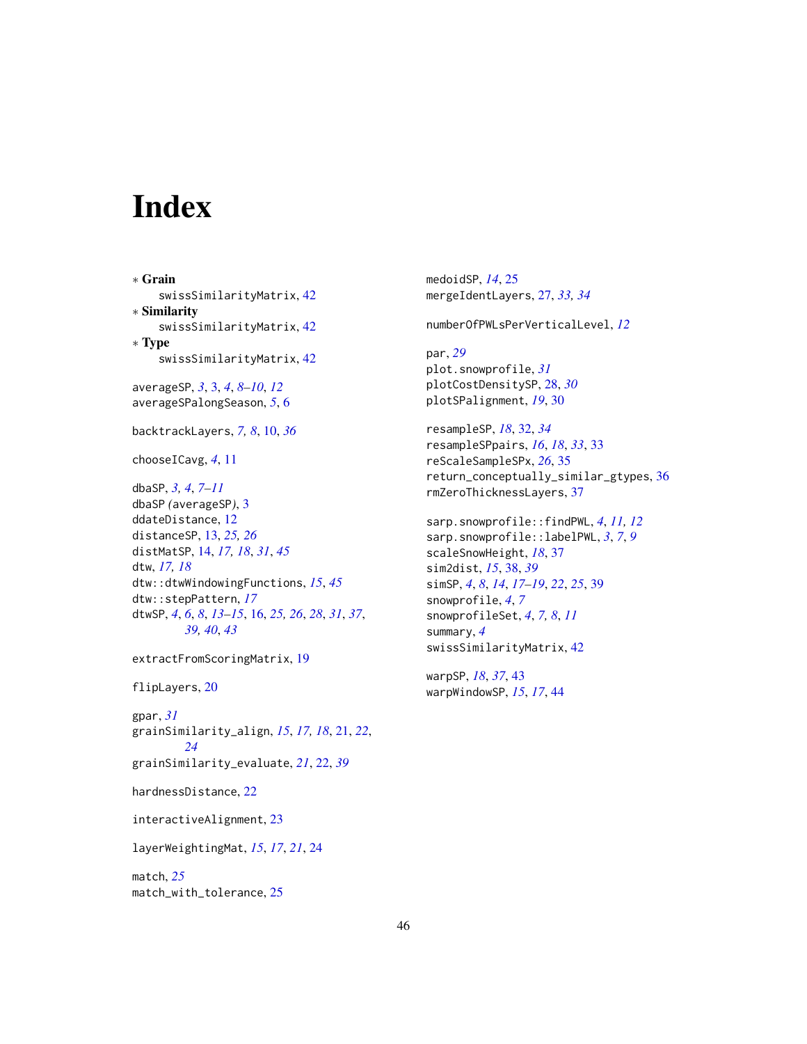# Index

∗ **Grain**
  swissSimilarityMatrix, 42
∗ **Similarity**
  swissSimilarityMatrix, 42
∗ **Type**
  swissSimilarityMatrix, 42

averageSP, *3*, 3, *4*, *8–10*, *12*
averageSPalongSeason, *5*, 6

backtrackLayers, *7, 8*, 10, *36*

chooseICavg, *4*, 11

dbaSP, *3, 4*, *7–11*
dbaSP *(*averageSP*)*, 3
ddateDistance, 12
distanceSP, 13, *25, 26*
distMatSP, 14, *17, 18*, *31*, *45*
dtw, *17, 18*
dtw::dtwWindowingFunctions, *15*, *45*
dtw::stepPattern, *17*
dtwSP, *4*, *6*, *8*, *13–15*, 16, *25, 26*, *28*, *31*, *37*, *39, 40*, *43*

extractFromScoringMatrix, 19

flipLayers, 20

gpar, *31*
grainSimilarity_align, *15*, *17, 18*, 21, *22*, *24*
grainSimilarity_evaluate, *21*, 22, *39*

hardnessDistance, 22

interactiveAlignment, 23

layerWeightingMat, *15*, *17*, *21*, 24

match, *25*
match_with_tolerance, 25

medoidSP, *14*, 25
mergeIdentLayers, 27, *33, 34*

numberOfPWLsPerVerticalLevel, *12*

par, *29*
plot.snowprofile, *31*
plotCostDensitySP, 28, *30*
plotSPalignment, *19*, 30

resampleSP, *18*, 32, *34*
resampleSPpairs, *16*, *18*, *33*, 33
reScaleSampleSPx, *26*, 35
return_conceptually_similar_gtypes, 36
rmZeroThicknessLayers, 37

sarp.snowprofile::findPWL, *4*, *11, 12*
sarp.snowprofile::labelPWL, *3*, *7*, *9*
scaleSnowHeight, *18*, 37
sim2dist, *15*, 38, *39*
simSP, *4*, *8*, *14*, *17–19*, *22*, *25*, 39
snowprofile, *4*, *7*
snowprofileSet, *4*, *7, 8*, *11*
summary, *4*
swissSimilarityMatrix, 42

warpSP, *18*, *37*, 43
warpWindowSP, *15*, *17*, 44